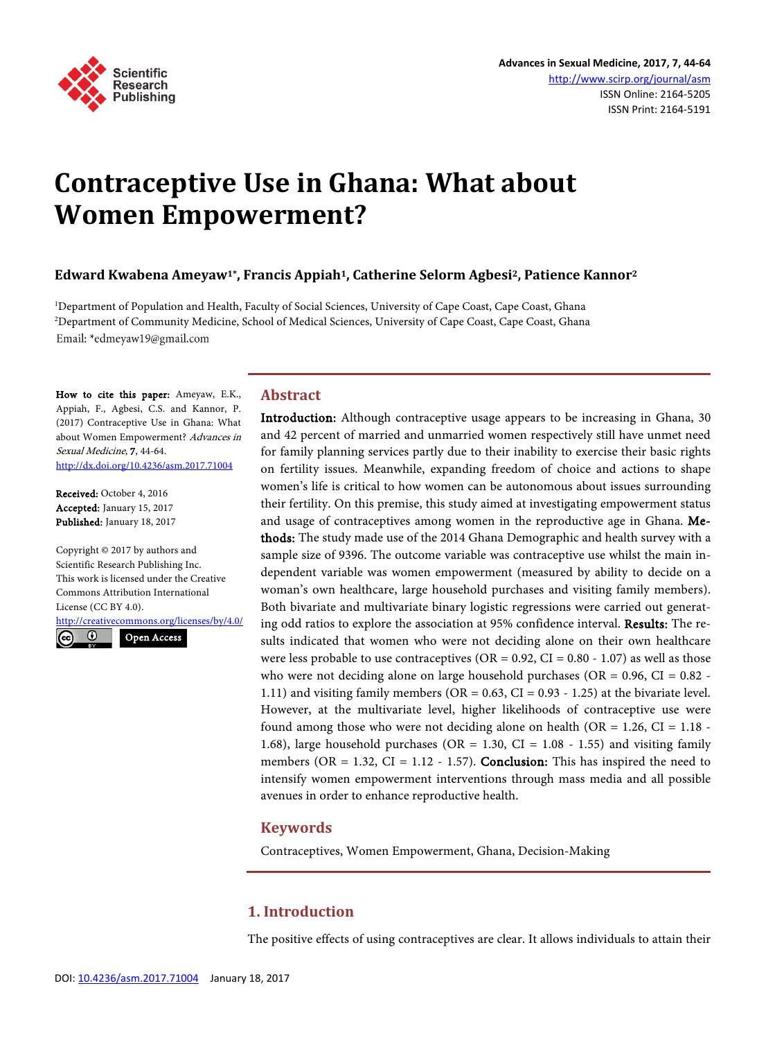# Contraceptive Use in Ghana: What about Women Empowerment?

**Edward Kwabena Ameyaw[1*], Francis Appiah[1], Catherine Selorm Agbesi[2], Patience Kannor[2]**

[1]Department of Population and Health, Faculty of Social Sciences, University of Cape Coast, Cape Coast, Ghana
[2]Department of Community Medicine, School of Medical Sciences, University of Cape Coast, Cape Coast, Ghana
Email: *edmeyaw19@gmail.com

**How to cite this paper:** Ameyaw, E.K., Appiah, F., Agbesi, C.S. and Kannor, P. (2017) Contraceptive Use in Ghana: What about Women Empowerment? *Advances in Sexual Medicine*, **7**, 44-64.
http://dx.doi.org/10.4236/asm.2017.71004

**Received:** October 4, 2016
**Accepted:** January 15, 2017
**Published:** January 18, 2017

Copyright © 2017 by authors and Scientific Research Publishing Inc.
This work is licensed under the Creative Commons Attribution International License (CC BY 4.0).
http://creativecommons.org/licenses/by/4.0/

Open Access

## Abstract

**Introduction:** Although contraceptive usage appears to be increasing in Ghana, 30 and 42 percent of married and unmarried women respectively still have unmet need for family planning services partly due to their inability to exercise their basic rights on fertility issues. Meanwhile, expanding freedom of choice and actions to shape women's life is critical to how women can be autonomous about issues surrounding their fertility. On this premise, this study aimed at investigating empowerment status and usage of contraceptives among women in the reproductive age in Ghana. **Methods:** The study made use of the 2014 Ghana Demographic and health survey with a sample size of 9396. The outcome variable was contraceptive use whilst the main independent variable was women empowerment (measured by ability to decide on a woman's own healthcare, large household purchases and visiting family members). Both bivariate and multivariate binary logistic regressions were carried out generating odd ratios to explore the association at 95% confidence interval. **Results:** The results indicated that women who were not deciding alone on their own healthcare were less probable to use contraceptives (OR = 0.92, CI = 0.80 - 1.07) as well as those who were not deciding alone on large household purchases (OR = 0.96, CI = 0.82 - 1.11) and visiting family members (OR = 0.63, CI = 0.93 - 1.25) at the bivariate level. However, at the multivariate level, higher likelihoods of contraceptive use were found among those who were not deciding alone on health (OR = 1.26, CI = 1.18 - 1.68), large household purchases (OR = 1.30, CI = 1.08 - 1.55) and visiting family members (OR = 1.32, CI = 1.12 - 1.57). **Conclusion:** This has inspired the need to intensify women empowerment interventions through mass media and all possible avenues in order to enhance reproductive health.

## Keywords

Contraceptives, Women Empowerment, Ghana, Decision-Making

## 1. Introduction

The positive effects of using contraceptives are clear. It allows individuals to attain their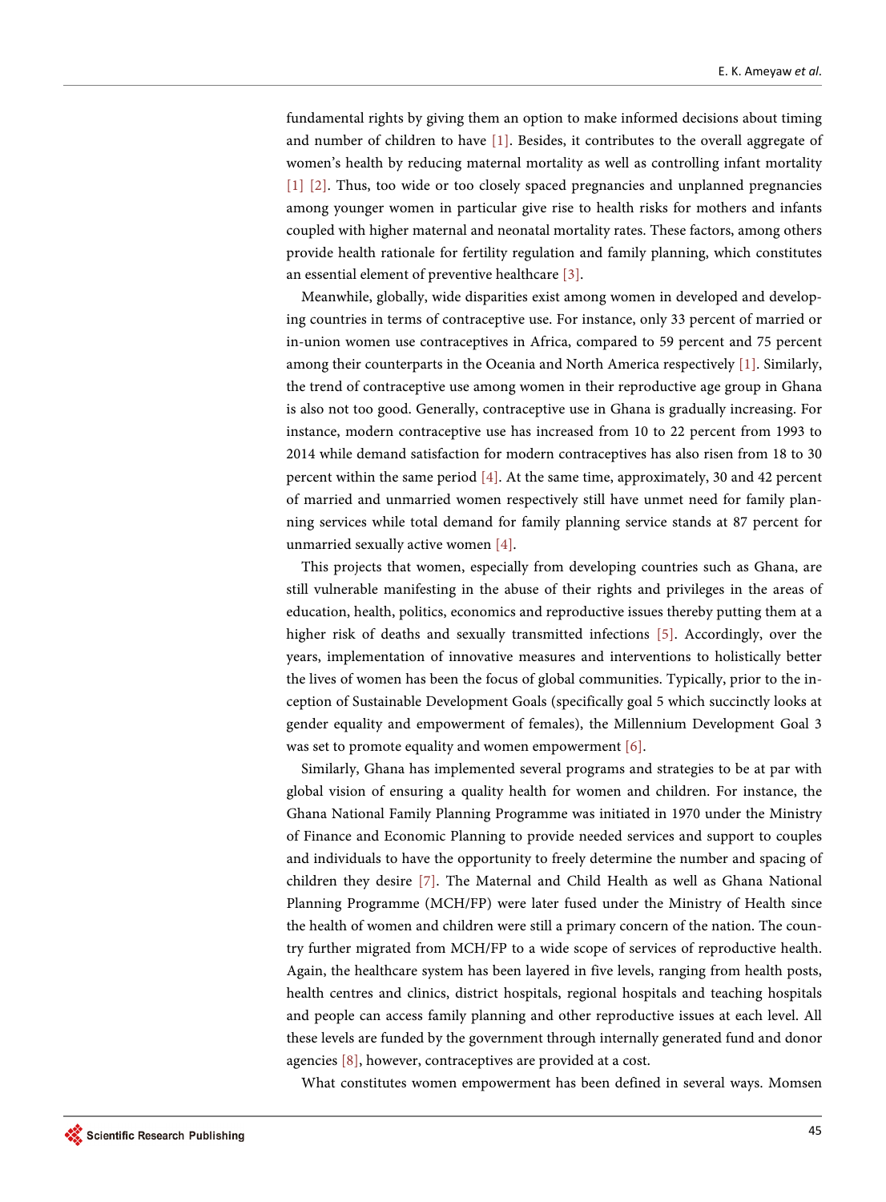fundamental rights by giving them an option to make informed decisions about timing and number of children to have [1]. Besides, it contributes to the overall aggregate of women's health by reducing maternal mortality as well as controlling infant mortality [1] [2]. Thus, too wide or too closely spaced pregnancies and unplanned pregnancies among younger women in particular give rise to health risks for mothers and infants coupled with higher maternal and neonatal mortality rates. These factors, among others provide health rationale for fertility regulation and family planning, which constitutes an essential element of preventive healthcare [3].

Meanwhile, globally, wide disparities exist among women in developed and developing countries in terms of contraceptive use. For instance, only 33 percent of married or in-union women use contraceptives in Africa, compared to 59 percent and 75 percent among their counterparts in the Oceania and North America respectively [1]. Similarly, the trend of contraceptive use among women in their reproductive age group in Ghana is also not too good. Generally, contraceptive use in Ghana is gradually increasing. For instance, modern contraceptive use has increased from 10 to 22 percent from 1993 to 2014 while demand satisfaction for modern contraceptives has also risen from 18 to 30 percent within the same period [4]. At the same time, approximately, 30 and 42 percent of married and unmarried women respectively still have unmet need for family planning services while total demand for family planning service stands at 87 percent for unmarried sexually active women [4].

This projects that women, especially from developing countries such as Ghana, are still vulnerable manifesting in the abuse of their rights and privileges in the areas of education, health, politics, economics and reproductive issues thereby putting them at a higher risk of deaths and sexually transmitted infections [5]. Accordingly, over the years, implementation of innovative measures and interventions to holistically better the lives of women has been the focus of global communities. Typically, prior to the inception of Sustainable Development Goals (specifically goal 5 which succinctly looks at gender equality and empowerment of females), the Millennium Development Goal 3 was set to promote equality and women empowerment [6].

Similarly, Ghana has implemented several programs and strategies to be at par with global vision of ensuring a quality health for women and children. For instance, the Ghana National Family Planning Programme was initiated in 1970 under the Ministry of Finance and Economic Planning to provide needed services and support to couples and individuals to have the opportunity to freely determine the number and spacing of children they desire [7]. The Maternal and Child Health as well as Ghana National Planning Programme (MCH/FP) were later fused under the Ministry of Health since the health of women and children were still a primary concern of the nation. The country further migrated from MCH/FP to a wide scope of services of reproductive health. Again, the healthcare system has been layered in five levels, ranging from health posts, health centres and clinics, district hospitals, regional hospitals and teaching hospitals and people can access family planning and other reproductive issues at each level. All these levels are funded by the government through internally generated fund and donor agencies [8], however, contraceptives are provided at a cost.

What constitutes women empowerment has been defined in several ways. Momsen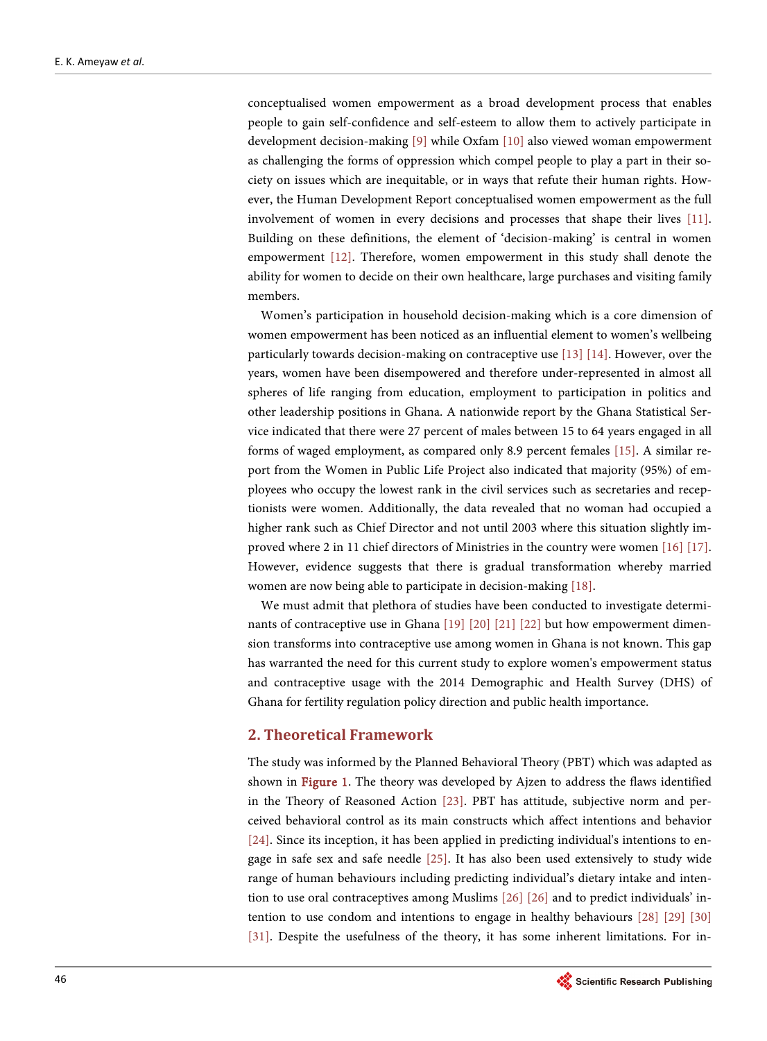conceptualised women empowerment as a broad development process that enables people to gain self-confidence and self-esteem to allow them to actively participate in development decision-making [9] while Oxfam [10] also viewed woman empowerment as challenging the forms of oppression which compel people to play a part in their society on issues which are inequitable, or in ways that refute their human rights. However, the Human Development Report conceptualised women empowerment as the full involvement of women in every decisions and processes that shape their lives [11]. Building on these definitions, the element of 'decision-making' is central in women empowerment [12]. Therefore, women empowerment in this study shall denote the ability for women to decide on their own healthcare, large purchases and visiting family members.

Women's participation in household decision-making which is a core dimension of women empowerment has been noticed as an influential element to women's wellbeing particularly towards decision-making on contraceptive use [13] [14]. However, over the years, women have been disempowered and therefore under-represented in almost all spheres of life ranging from education, employment to participation in politics and other leadership positions in Ghana. A nationwide report by the Ghana Statistical Service indicated that there were 27 percent of males between 15 to 64 years engaged in all forms of waged employment, as compared only 8.9 percent females [15]. A similar report from the Women in Public Life Project also indicated that majority (95%) of employees who occupy the lowest rank in the civil services such as secretaries and receptionists were women. Additionally, the data revealed that no woman had occupied a higher rank such as Chief Director and not until 2003 where this situation slightly improved where 2 in 11 chief directors of Ministries in the country were women [16] [17]. However, evidence suggests that there is gradual transformation whereby married women are now being able to participate in decision-making [18].

We must admit that plethora of studies have been conducted to investigate determinants of contraceptive use in Ghana [19] [20] [21] [22] but how empowerment dimension transforms into contraceptive use among women in Ghana is not known. This gap has warranted the need for this current study to explore women's empowerment status and contraceptive usage with the 2014 Demographic and Health Survey (DHS) of Ghana for fertility regulation policy direction and public health importance.

## 2. Theoretical Framework

The study was informed by the Planned Behavioral Theory (PBT) which was adapted as shown in **Figure 1**. The theory was developed by Ajzen to address the flaws identified in the Theory of Reasoned Action [23]. PBT has attitude, subjective norm and perceived behavioral control as its main constructs which affect intentions and behavior [24]. Since its inception, it has been applied in predicting individual's intentions to engage in safe sex and safe needle [25]. It has also been used extensively to study wide range of human behaviours including predicting individual's dietary intake and intention to use oral contraceptives among Muslims [26] [26] and to predict individuals' intention to use condom and intentions to engage in healthy behaviours [28] [29] [30] [31]. Despite the usefulness of the theory, it has some inherent limitations. For in-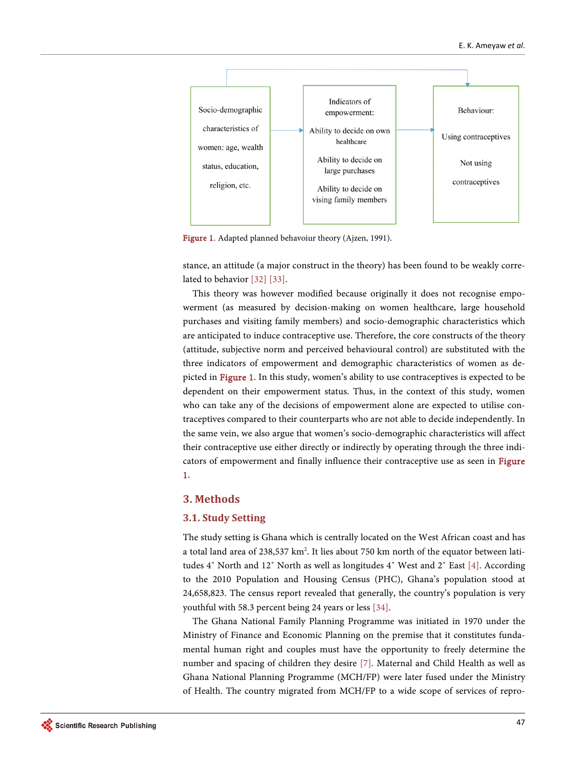Figure 1. Adapted planned behavoiur theory (Ajzen, 1991).

stance, an attitude (a major construct in the theory) has been found to be weakly correlated to behavior [32] [33].

This theory was however modified because originally it does not recognise empowerment (as measured by decision-making on women healthcare, large household purchases and visiting family members) and socio-demographic characteristics which are anticipated to induce contraceptive use. Therefore, the core constructs of the theory (attitude, subjective norm and perceived behavioural control) are substituted with the three indicators of empowerment and demographic characteristics of women as depicted in Figure 1. In this study, women's ability to use contraceptives is expected to be dependent on their empowerment status. Thus, in the context of this study, women who can take any of the decisions of empowerment alone are expected to utilise contraceptives compared to their counterparts who are not able to decide independently. In the same vein, we also argue that women's socio-demographic characteristics will affect their contraceptive use either directly or indirectly by operating through the three indicators of empowerment and finally influence their contraceptive use as seen in Figure 1.

## 3. Methods

### 3.1. Study Setting

The study setting is Ghana which is centrally located on the West African coast and has a total land area of 238,537 km$^2$. It lies about 750 km north of the equator between latitudes 4˚ North and 12˚ North as well as longitudes 4˚ West and 2˚ East [4]. According to the 2010 Population and Housing Census (PHC), Ghana's population stood at 24,658,823. The census report revealed that generally, the country's population is very youthful with 58.3 percent being 24 years or less [34].

The Ghana National Family Planning Programme was initiated in 1970 under the Ministry of Finance and Economic Planning on the premise that it constitutes fundamental human right and couples must have the opportunity to freely determine the number and spacing of children they desire [7]. Maternal and Child Health as well as Ghana National Planning Programme (MCH/FP) were later fused under the Ministry of Health. The country migrated from MCH/FP to a wide scope of services of repro-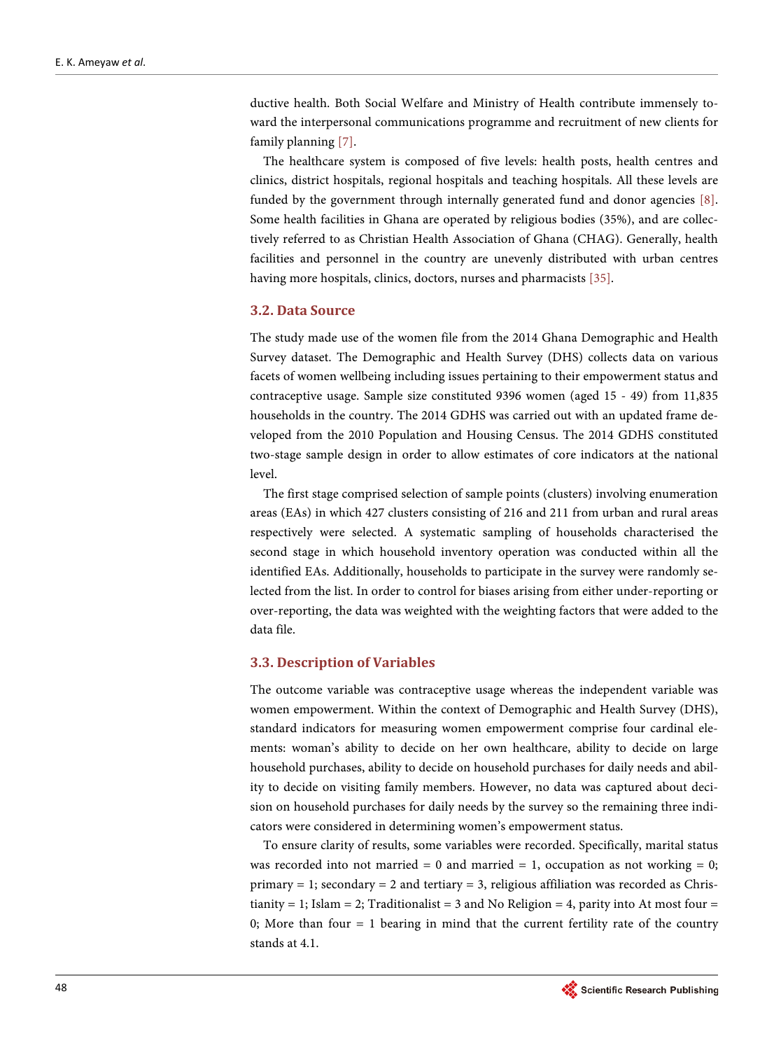ductive health. Both Social Welfare and Ministry of Health contribute immensely toward the interpersonal communications programme and recruitment of new clients for family planning [7].

The healthcare system is composed of five levels: health posts, health centres and clinics, district hospitals, regional hospitals and teaching hospitals. All these levels are funded by the government through internally generated fund and donor agencies [8]. Some health facilities in Ghana are operated by religious bodies (35%), and are collectively referred to as Christian Health Association of Ghana (CHAG). Generally, health facilities and personnel in the country are unevenly distributed with urban centres having more hospitals, clinics, doctors, nurses and pharmacists [35].

### 3.2. Data Source

The study made use of the women file from the 2014 Ghana Demographic and Health Survey dataset. The Demographic and Health Survey (DHS) collects data on various facets of women wellbeing including issues pertaining to their empowerment status and contraceptive usage. Sample size constituted 9396 women (aged 15 - 49) from 11,835 households in the country. The 2014 GDHS was carried out with an updated frame developed from the 2010 Population and Housing Census. The 2014 GDHS constituted two-stage sample design in order to allow estimates of core indicators at the national level.

The first stage comprised selection of sample points (clusters) involving enumeration areas (EAs) in which 427 clusters consisting of 216 and 211 from urban and rural areas respectively were selected. A systematic sampling of households characterised the second stage in which household inventory operation was conducted within all the identified EAs. Additionally, households to participate in the survey were randomly selected from the list. In order to control for biases arising from either under-reporting or over-reporting, the data was weighted with the weighting factors that were added to the data file.

### 3.3. Description of Variables

The outcome variable was contraceptive usage whereas the independent variable was women empowerment. Within the context of Demographic and Health Survey (DHS), standard indicators for measuring women empowerment comprise four cardinal elements: woman's ability to decide on her own healthcare, ability to decide on large household purchases, ability to decide on household purchases for daily needs and ability to decide on visiting family members. However, no data was captured about decision on household purchases for daily needs by the survey so the remaining three indicators were considered in determining women's empowerment status.

To ensure clarity of results, some variables were recorded. Specifically, marital status was recorded into not married = 0 and married = 1, occupation as not working = 0; primary = 1; secondary = 2 and tertiary = 3, religious affiliation was recorded as Christianity = 1; Islam = 2; Traditionalist = 3 and No Religion = 4, parity into At most four = 0; More than four = 1 bearing in mind that the current fertility rate of the country stands at 4.1.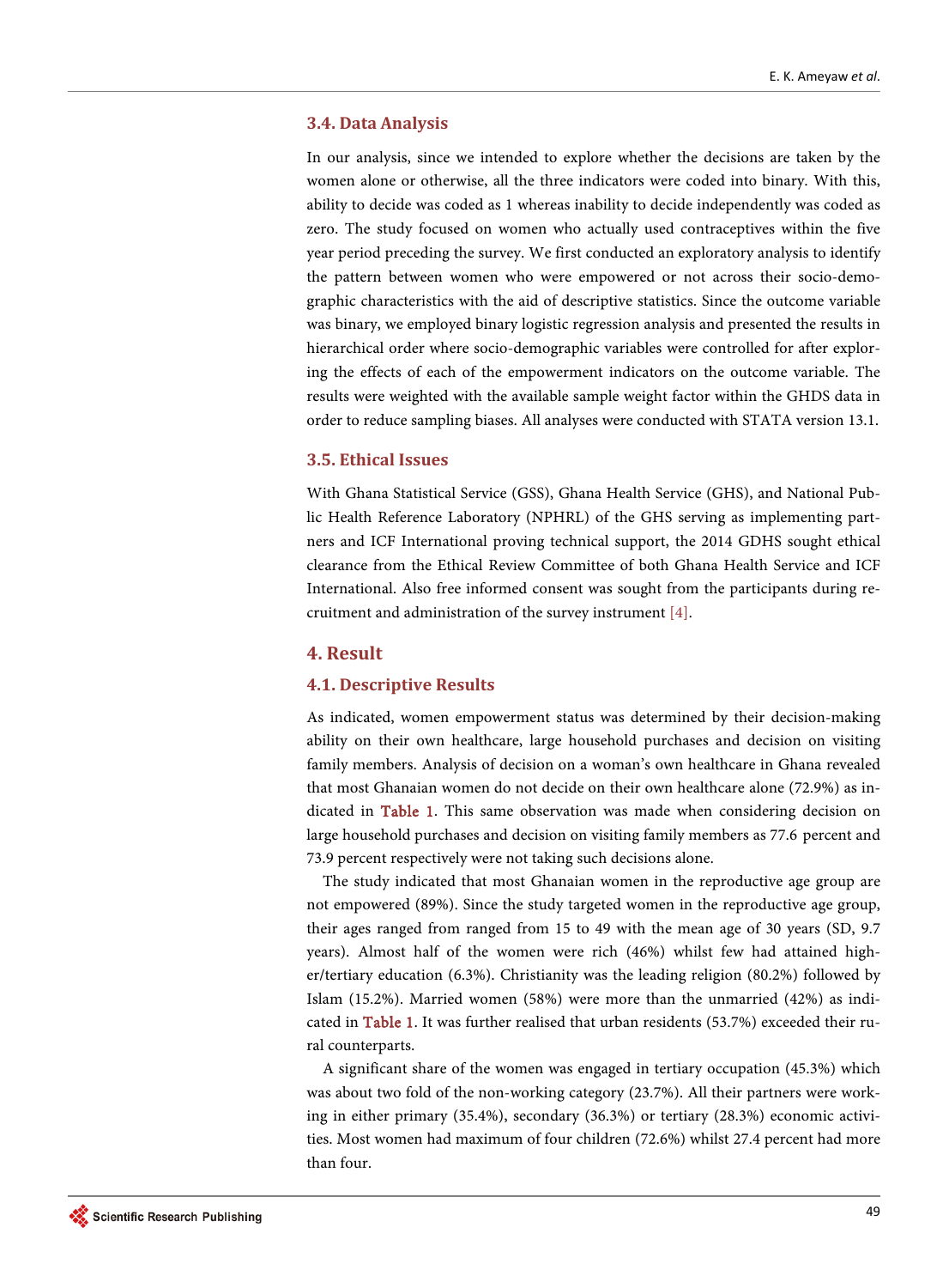### 3.4. Data Analysis

In our analysis, since we intended to explore whether the decisions are taken by the women alone or otherwise, all the three indicators were coded into binary. With this, ability to decide was coded as 1 whereas inability to decide independently was coded as zero. The study focused on women who actually used contraceptives within the five year period preceding the survey. We first conducted an exploratory analysis to identify the pattern between women who were empowered or not across their socio-demographic characteristics with the aid of descriptive statistics. Since the outcome variable was binary, we employed binary logistic regression analysis and presented the results in hierarchical order where socio-demographic variables were controlled for after exploring the effects of each of the empowerment indicators on the outcome variable. The results were weighted with the available sample weight factor within the GHDS data in order to reduce sampling biases. All analyses were conducted with STATA version 13.1.

### 3.5. Ethical Issues

With Ghana Statistical Service (GSS), Ghana Health Service (GHS), and National Public Health Reference Laboratory (NPHRL) of the GHS serving as implementing partners and ICF International proving technical support, the 2014 GDHS sought ethical clearance from the Ethical Review Committee of both Ghana Health Service and ICF International. Also free informed consent was sought from the participants during recruitment and administration of the survey instrument [4].

## 4. Result

### 4.1. Descriptive Results

As indicated, women empowerment status was determined by their decision-making ability on their own healthcare, large household purchases and decision on visiting family members. Analysis of decision on a woman's own healthcare in Ghana revealed that most Ghanaian women do not decide on their own healthcare alone (72.9%) as indicated in Table 1. This same observation was made when considering decision on large household purchases and decision on visiting family members as 77.6 percent and 73.9 percent respectively were not taking such decisions alone.

The study indicated that most Ghanaian women in the reproductive age group are not empowered (89%). Since the study targeted women in the reproductive age group, their ages ranged from ranged from 15 to 49 with the mean age of 30 years (SD, 9.7 years). Almost half of the women were rich (46%) whilst few had attained higher/tertiary education (6.3%). Christianity was the leading religion (80.2%) followed by Islam (15.2%). Married women (58%) were more than the unmarried (42%) as indicated in Table 1. It was further realised that urban residents (53.7%) exceeded their rural counterparts.

A significant share of the women was engaged in tertiary occupation (45.3%) which was about two fold of the non-working category (23.7%). All their partners were working in either primary (35.4%), secondary (36.3%) or tertiary (28.3%) economic activities. Most women had maximum of four children (72.6%) whilst 27.4 percent had more than four.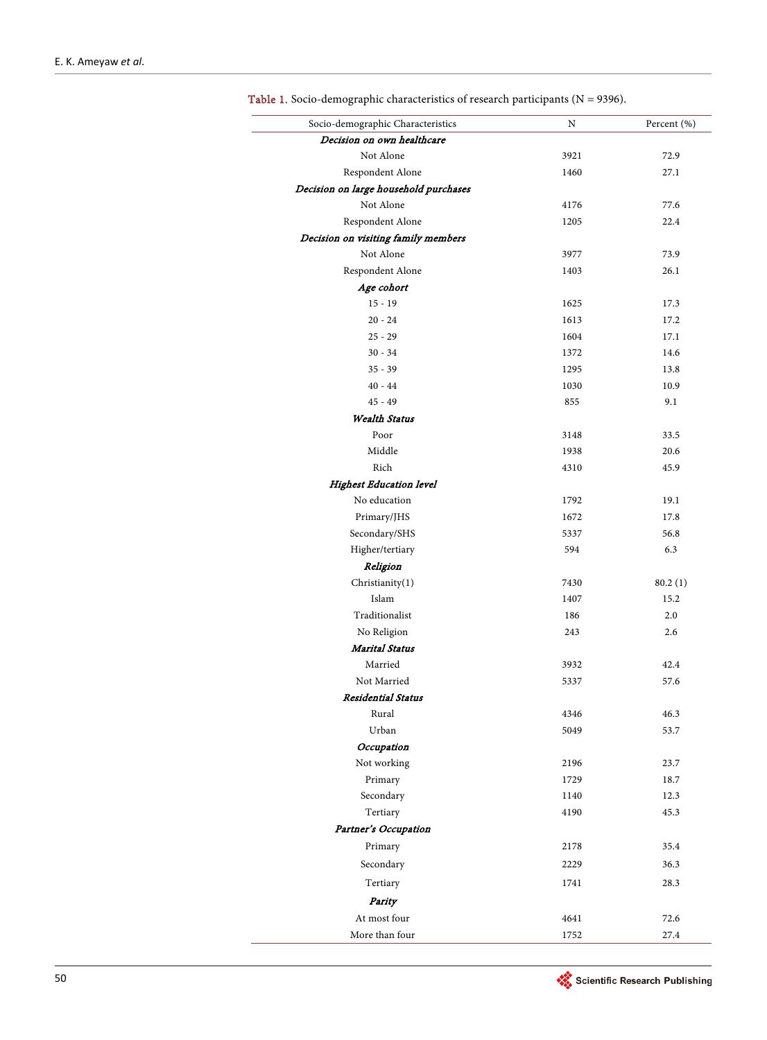**Table 1.** Socio-demographic characteristics of research participants (N = 9396).

| Socio-demographic Characteristics | N | Percent (%) |
|---|---|---|
| ***Decision on own healthcare*** | | |
| Not Alone | 3921 | 72.9 |
| Respondent Alone | 1460 | 27.1 |
| ***Decision on large household purchases*** | | |
| Not Alone | 4176 | 77.6 |
| Respondent Alone | 1205 | 22.4 |
| ***Decision on visiting family members*** | | |
| Not Alone | 3977 | 73.9 |
| Respondent Alone | 1403 | 26.1 |
| ***Age cohort*** | | |
| 15 - 19 | 1625 | 17.3 |
| 20 - 24 | 1613 | 17.2 |
| 25 - 29 | 1604 | 17.1 |
| 30 - 34 | 1372 | 14.6 |
| 35 - 39 | 1295 | 13.8 |
| 40 - 44 | 1030 | 10.9 |
| 45 - 49 | 855 | 9.1 |
| ***Wealth Status*** | | |
| Poor | 3148 | 33.5 |
| Middle | 1938 | 20.6 |
| Rich | 4310 | 45.9 |
| ***Highest Education level*** | | |
| No education | 1792 | 19.1 |
| Primary/JHS | 1672 | 17.8 |
| Secondary/SHS | 5337 | 56.8 |
| Higher/tertiary | 594 | 6.3 |
| ***Religion*** | | |
| Christianity(1) | 7430 | 80.2 (1) |
| Islam | 1407 | 15.2 |
| Traditionalist | 186 | 2.0 |
| No Religion | 243 | 2.6 |
| ***Marital Status*** | | |
| Married | 3932 | 42.4 |
| Not Married | 5337 | 57.6 |
| ***Residential Status*** | | |
| Rural | 4346 | 46.3 |
| Urban | 5049 | 53.7 |
| ***Occupation*** | | |
| Not working | 2196 | 23.7 |
| Primary | 1729 | 18.7 |
| Secondary | 1140 | 12.3 |
| Tertiary | 4190 | 45.3 |
| ***Partner's Occupation*** | | |
| Primary | 2178 | 35.4 |
| Secondary | 2229 | 36.3 |
| Tertiary | 1741 | 28.3 |
| ***Parity*** | | |
| At most four | 4641 | 72.6 |
| More than four | 1752 | 27.4 |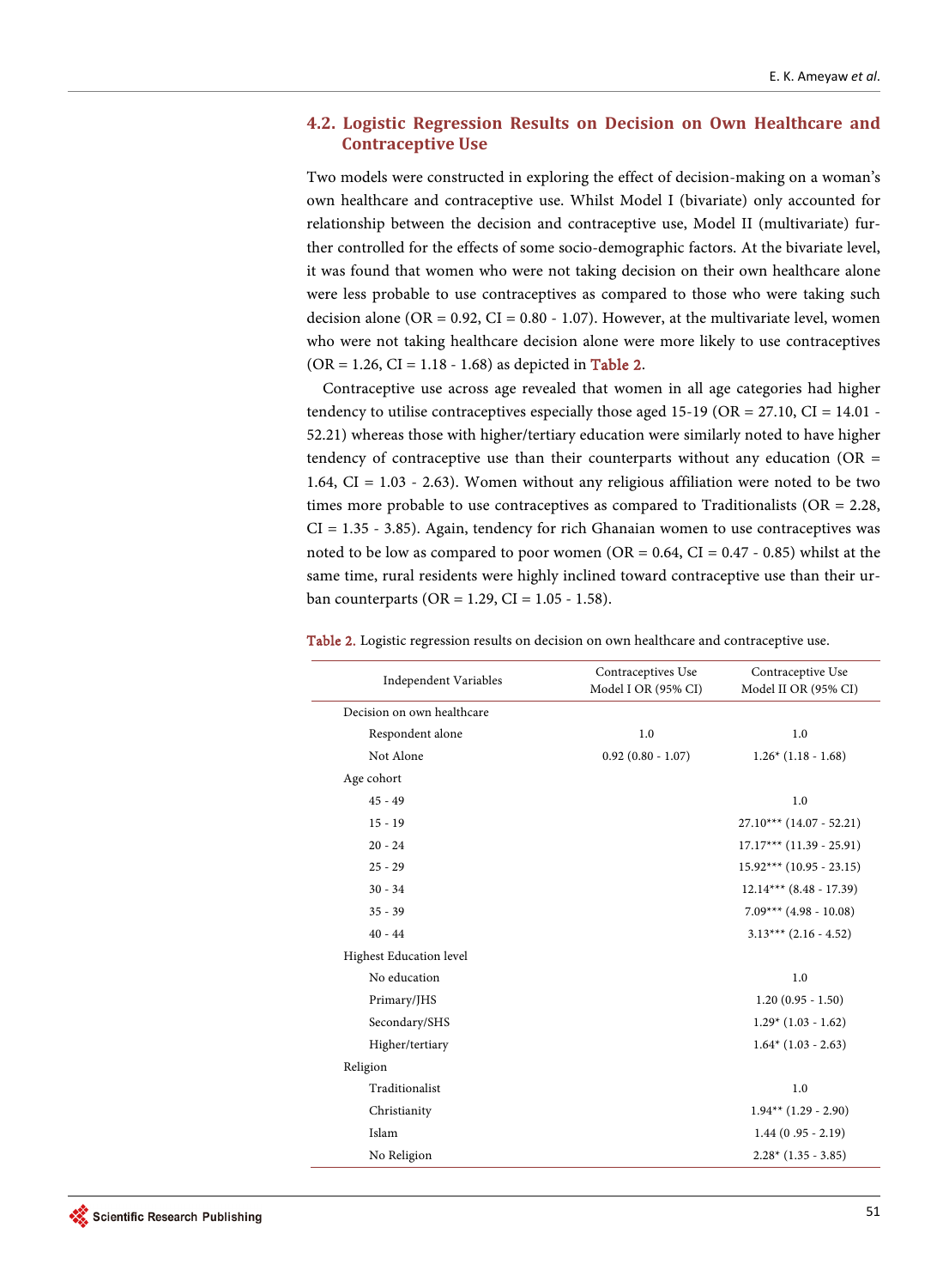### 4.2. Logistic Regression Results on Decision on Own Healthcare and Contraceptive Use

Two models were constructed in exploring the effect of decision-making on a woman's own healthcare and contraceptive use. Whilst Model I (bivariate) only accounted for relationship between the decision and contraceptive use, Model II (multivariate) further controlled for the effects of some socio-demographic factors. At the bivariate level, it was found that women who were not taking decision on their own healthcare alone were less probable to use contraceptives as compared to those who were taking such decision alone (OR = 0.92, CI = 0.80 - 1.07). However, at the multivariate level, women who were not taking healthcare decision alone were more likely to use contraceptives (OR = 1.26, CI = 1.18 - 1.68) as depicted in Table 2.

Contraceptive use across age revealed that women in all age categories had higher tendency to utilise contraceptives especially those aged 15-19 (OR = 27.10, CI = 14.01 - 52.21) whereas those with higher/tertiary education were similarly noted to have higher tendency of contraceptive use than their counterparts without any education (OR = 1.64, CI = 1.03 - 2.63). Women without any religious affiliation were noted to be two times more probable to use contraceptives as compared to Traditionalists (OR = 2.28, CI = 1.35 - 3.85). Again, tendency for rich Ghanaian women to use contraceptives was noted to be low as compared to poor women (OR = 0.64, CI = 0.47 - 0.85) whilst at the same time, rural residents were highly inclined toward contraceptive use than their urban counterparts (OR = 1.29, CI = 1.05 - 1.58).

Table 2. Logistic regression results on decision on own healthcare and contraceptive use.

| Independent Variables | Contraceptives Use Model I OR (95% CI) | Contraceptive Use Model II OR (95% CI) |
|---|---|---|
| Decision on own healthcare | | |
| Respondent alone | 1.0 | 1.0 |
| Not Alone | 0.92 (0.80 - 1.07) | 1.26* (1.18 - 1.68) |
| Age cohort | | |
| 45 - 49 | | 1.0 |
| 15 - 19 | | 27.10*** (14.07 - 52.21) |
| 20 - 24 | | 17.17*** (11.39 - 25.91) |
| 25 - 29 | | 15.92*** (10.95 - 23.15) |
| 30 - 34 | | 12.14*** (8.48 - 17.39) |
| 35 - 39 | | 7.09*** (4.98 - 10.08) |
| 40 - 44 | | 3.13*** (2.16 - 4.52) |
| Highest Education level | | |
| No education | | 1.0 |
| Primary/JHS | | 1.20 (0.95 - 1.50) |
| Secondary/SHS | | 1.29* (1.03 - 1.62) |
| Higher/tertiary | | 1.64* (1.03 - 2.63) |
| Religion | | |
| Traditionalist | | 1.0 |
| Christianity | | 1.94** (1.29 - 2.90) |
| Islam | | 1.44 (0 .95 - 2.19) |
| No Religion | | 2.28* (1.35 - 3.85) |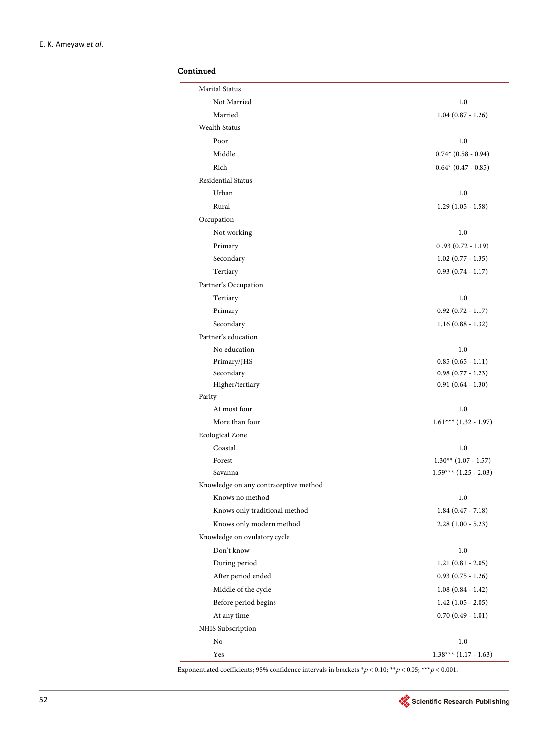**Continued**

| | |
|---|---|
| Marital Status | |
| Not Married | 1.0 |
| Married | 1.04 (0.87 - 1.26) |
| Wealth Status | |
| Poor | 1.0 |
| Middle | 0.74* (0.58 - 0.94) |
| Rich | 0.64* (0.47 - 0.85) |
| Residential Status | |
| Urban | 1.0 |
| Rural | 1.29 (1.05 - 1.58) |
| Occupation | |
| Not working | 1.0 |
| Primary | 0 .93 (0.72 - 1.19) |
| Secondary | 1.02 (0.77 - 1.35) |
| Tertiary | 0.93 (0.74 - 1.17) |
| Partner's Occupation | |
| Tertiary | 1.0 |
| Primary | 0.92 (0.72 - 1.17) |
| Secondary | 1.16 (0.88 - 1.32) |
| Partner's education | |
| No education | 1.0 |
| Primary/JHS | 0.85 (0.65 - 1.11) |
| Secondary | 0.98 (0.77 - 1.23) |
| Higher/tertiary | 0.91 (0.64 - 1.30) |
| Parity | |
| At most four | 1.0 |
| More than four | 1.61*** (1.32 - 1.97) |
| Ecological Zone | |
| Coastal | 1.0 |
| Forest | 1.30** (1.07 - 1.57) |
| Savanna | 1.59*** (1.25 - 2.03) |
| Knowledge on any contraceptive method | |
| Knows no method | 1.0 |
| Knows only traditional method | 1.84 (0.47 - 7.18) |
| Knows only modern method | 2.28 (1.00 - 5.23) |
| Knowledge on ovulatory cycle | |
| Don't know | 1.0 |
| During period | 1.21 (0.81 - 2.05) |
| After period ended | 0.93 (0.75 - 1.26) |
| Middle of the cycle | 1.08 (0.84 - 1.42) |
| Before period begins | 1.42 (1.05 - 2.05) |
| At any time | 0.70 (0.49 - 1.01) |
| NHIS Subscription | |
| No | 1.0 |
| Yes | 1.38*** (1.17 - 1.63) |

Exponentiated coefficients; 95% confidence intervals in brackets $^{*}p < 0.10$; $^{**}p < 0.05$; $^{***}p < 0.001$.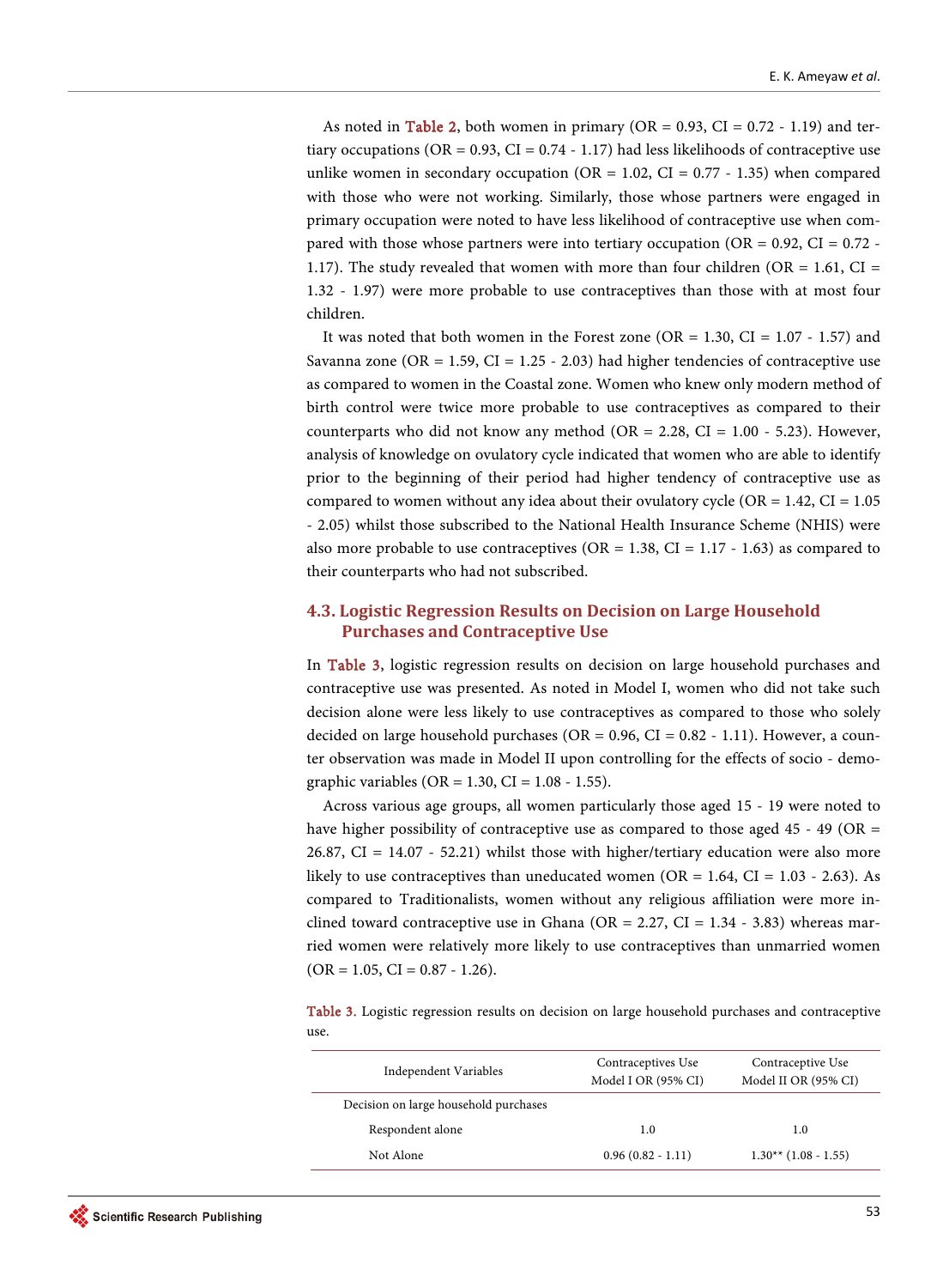As noted in Table 2, both women in primary (OR = 0.93, CI = 0.72 - 1.19) and tertiary occupations (OR = 0.93, CI = 0.74 - 1.17) had less likelihoods of contraceptive use unlike women in secondary occupation (OR = 1.02, CI = 0.77 - 1.35) when compared with those who were not working. Similarly, those whose partners were engaged in primary occupation were noted to have less likelihood of contraceptive use when compared with those whose partners were into tertiary occupation (OR = 0.92, CI = 0.72 - 1.17). The study revealed that women with more than four children (OR = 1.61, CI = 1.32 - 1.97) were more probable to use contraceptives than those with at most four children.

It was noted that both women in the Forest zone (OR = 1.30, CI = 1.07 - 1.57) and Savanna zone (OR = 1.59, CI = 1.25 - 2.03) had higher tendencies of contraceptive use as compared to women in the Coastal zone. Women who knew only modern method of birth control were twice more probable to use contraceptives as compared to their counterparts who did not know any method (OR = 2.28, CI = 1.00 - 5.23). However, analysis of knowledge on ovulatory cycle indicated that women who are able to identify prior to the beginning of their period had higher tendency of contraceptive use as compared to women without any idea about their ovulatory cycle (OR = 1.42, CI = 1.05 - 2.05) whilst those subscribed to the National Health Insurance Scheme (NHIS) were also more probable to use contraceptives (OR = 1.38, CI = 1.17 - 1.63) as compared to their counterparts who had not subscribed.

### 4.3. Logistic Regression Results on Decision on Large Household Purchases and Contraceptive Use

In Table 3, logistic regression results on decision on large household purchases and contraceptive use was presented. As noted in Model I, women who did not take such decision alone were less likely to use contraceptives as compared to those who solely decided on large household purchases (OR = 0.96, CI = 0.82 - 1.11). However, a counter observation was made in Model II upon controlling for the effects of socio - demographic variables (OR = 1.30, CI = 1.08 - 1.55).

Across various age groups, all women particularly those aged 15 - 19 were noted to have higher possibility of contraceptive use as compared to those aged 45 - 49 (OR = 26.87, CI = 14.07 - 52.21) whilst those with higher/tertiary education were also more likely to use contraceptives than uneducated women (OR = 1.64, CI = 1.03 - 2.63). As compared to Traditionalists, women without any religious affiliation were more inclined toward contraceptive use in Ghana (OR = 2.27, CI = 1.34 - 3.83) whereas married women were relatively more likely to use contraceptives than unmarried women (OR = 1.05, CI = 0.87 - 1.26).

Table 3. Logistic regression results on decision on large household purchases and contraceptive use.

| Independent Variables | Contraceptives Use Model I OR (95% CI) | Contraceptive Use Model II OR (95% CI) |
|---|---|---|
| Decision on large household purchases | | |
| Respondent alone | 1.0 | 1.0 |
| Not Alone | 0.96 (0.82 - 1.11) | 1.30** (1.08 - 1.55) |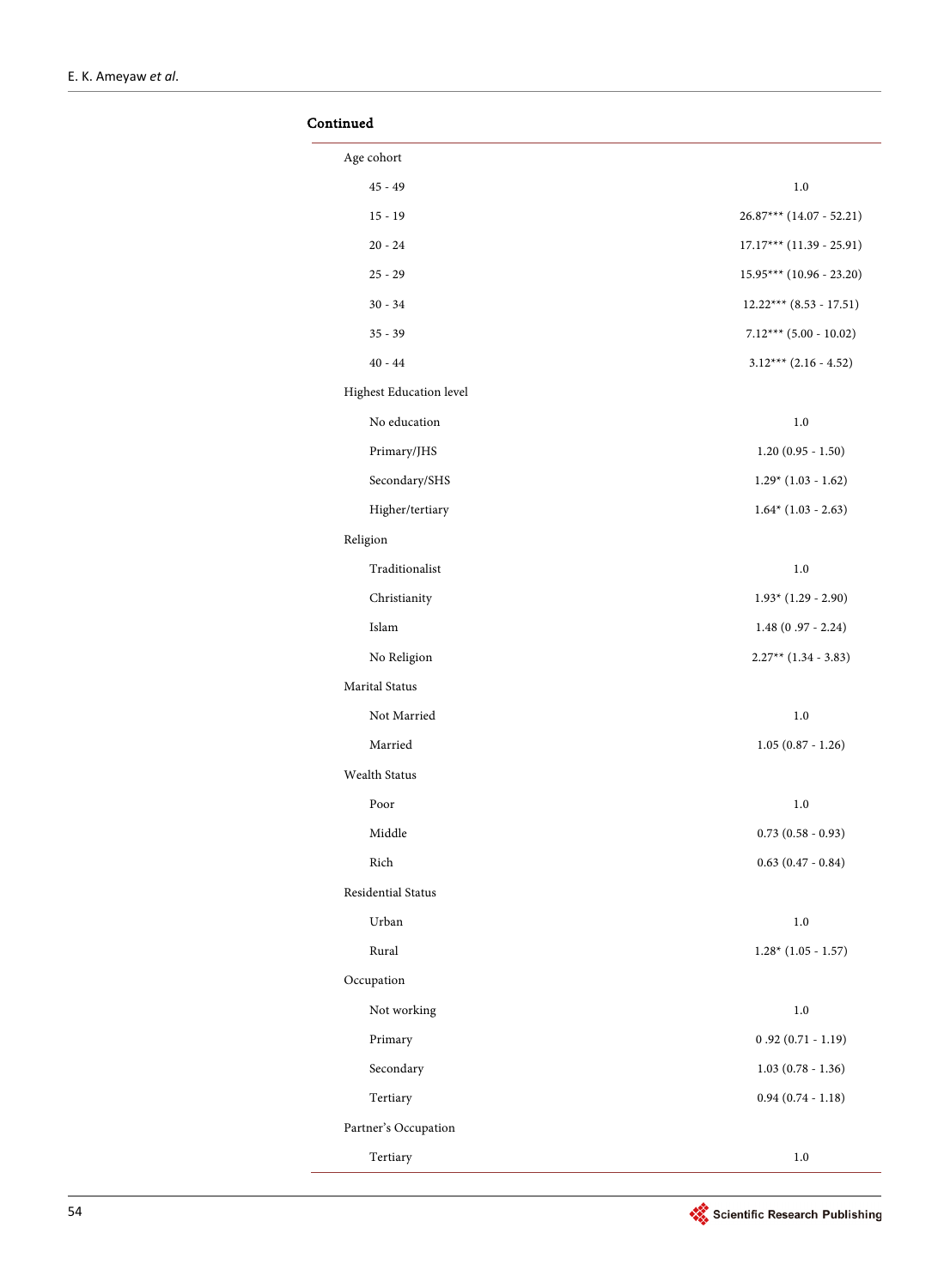**Continued**

| | |
|---|---|
| Age cohort | |
| 45 - 49 | 1.0 |
| 15 - 19 | 26.87*** (14.07 - 52.21) |
| 20 - 24 | 17.17*** (11.39 - 25.91) |
| 25 - 29 | 15.95*** (10.96 - 23.20) |
| 30 - 34 | 12.22*** (8.53 - 17.51) |
| 35 - 39 | 7.12*** (5.00 - 10.02) |
| 40 - 44 | 3.12*** (2.16 - 4.52) |
| Highest Education level | |
| No education | 1.0 |
| Primary/JHS | 1.20 (0.95 - 1.50) |
| Secondary/SHS | 1.29* (1.03 - 1.62) |
| Higher/tertiary | 1.64* (1.03 - 2.63) |
| Religion | |
| Traditionalist | 1.0 |
| Christianity | 1.93* (1.29 - 2.90) |
| Islam | 1.48 (0 .97 - 2.24) |
| No Religion | 2.27** (1.34 - 3.83) |
| Marital Status | |
| Not Married | 1.0 |
| Married | 1.05 (0.87 - 1.26) |
| Wealth Status | |
| Poor | 1.0 |
| Middle | 0.73 (0.58 - 0.93) |
| Rich | 0.63 (0.47 - 0.84) |
| Residential Status | |
| Urban | 1.0 |
| Rural | 1.28* (1.05 - 1.57) |
| Occupation | |
| Not working | 1.0 |
| Primary | 0 .92 (0.71 - 1.19) |
| Secondary | 1.03 (0.78 - 1.36) |
| Tertiary | 0.94 (0.74 - 1.18) |
| Partner's Occupation | |
| Tertiary | 1.0 |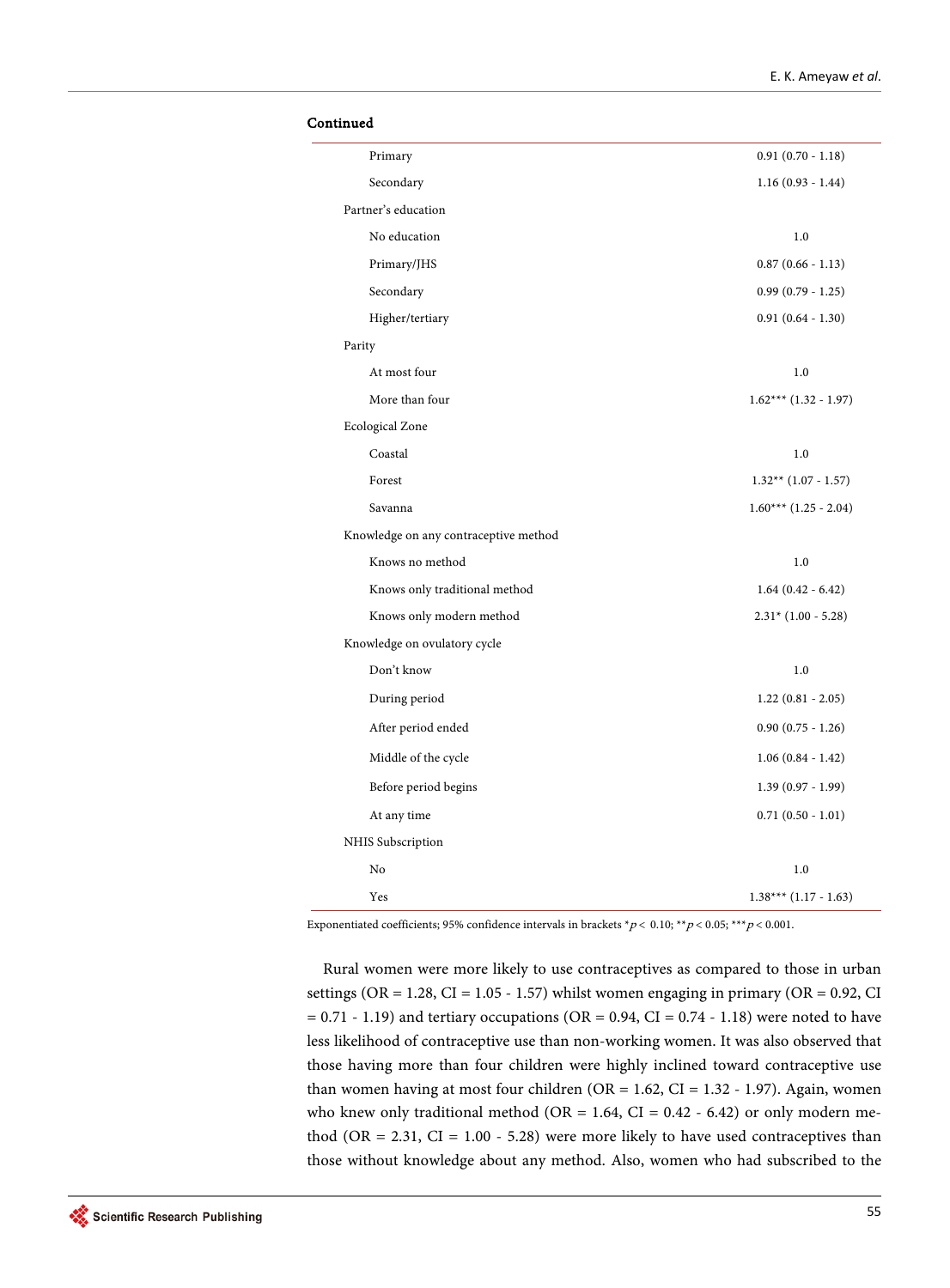**Continued**

| | |
|---|---|
| Primary | 0.91 (0.70 - 1.18) |
| Secondary | 1.16 (0.93 - 1.44) |
| Partner's education | |
| No education | 1.0 |
| Primary/JHS | 0.87 (0.66 - 1.13) |
| Secondary | 0.99 (0.79 - 1.25) |
| Higher/tertiary | 0.91 (0.64 - 1.30) |
| Parity | |
| At most four | 1.0 |
| More than four | 1.62*** (1.32 - 1.97) |
| Ecological Zone | |
| Coastal | 1.0 |
| Forest | 1.32** (1.07 - 1.57) |
| Savanna | 1.60*** (1.25 - 2.04) |
| Knowledge on any contraceptive method | |
| Knows no method | 1.0 |
| Knows only traditional method | 1.64 (0.42 - 6.42) |
| Knows only modern method | 2.31* (1.00 - 5.28) |
| Knowledge on ovulatory cycle | |
| Don't know | 1.0 |
| During period | 1.22 (0.81 - 2.05) |
| After period ended | 0.90 (0.75 - 1.26) |
| Middle of the cycle | 1.06 (0.84 - 1.42) |
| Before period begins | 1.39 (0.97 - 1.99) |
| At any time | 0.71 (0.50 - 1.01) |
| NHIS Subscription | |
| No | 1.0 |
| Yes | 1.38*** (1.17 - 1.63) |

Exponentiated coefficients; 95% confidence intervals in brackets * $p < 0.10$; ** $p < 0.05$; *** $p < 0.001$.

Rural women were more likely to use contraceptives as compared to those in urban settings (OR = 1.28, CI = 1.05 - 1.57) whilst women engaging in primary (OR = 0.92, CI = 0.71 - 1.19) and tertiary occupations (OR = 0.94, CI = 0.74 - 1.18) were noted to have less likelihood of contraceptive use than non-working women. It was also observed that those having more than four children were highly inclined toward contraceptive use than women having at most four children (OR = 1.62, CI = 1.32 - 1.97). Again, women who knew only traditional method (OR = 1.64, CI = 0.42 - 6.42) or only modern method (OR = 2.31, CI = 1.00 - 5.28) were more likely to have used contraceptives than those without knowledge about any method. Also, women who had subscribed to the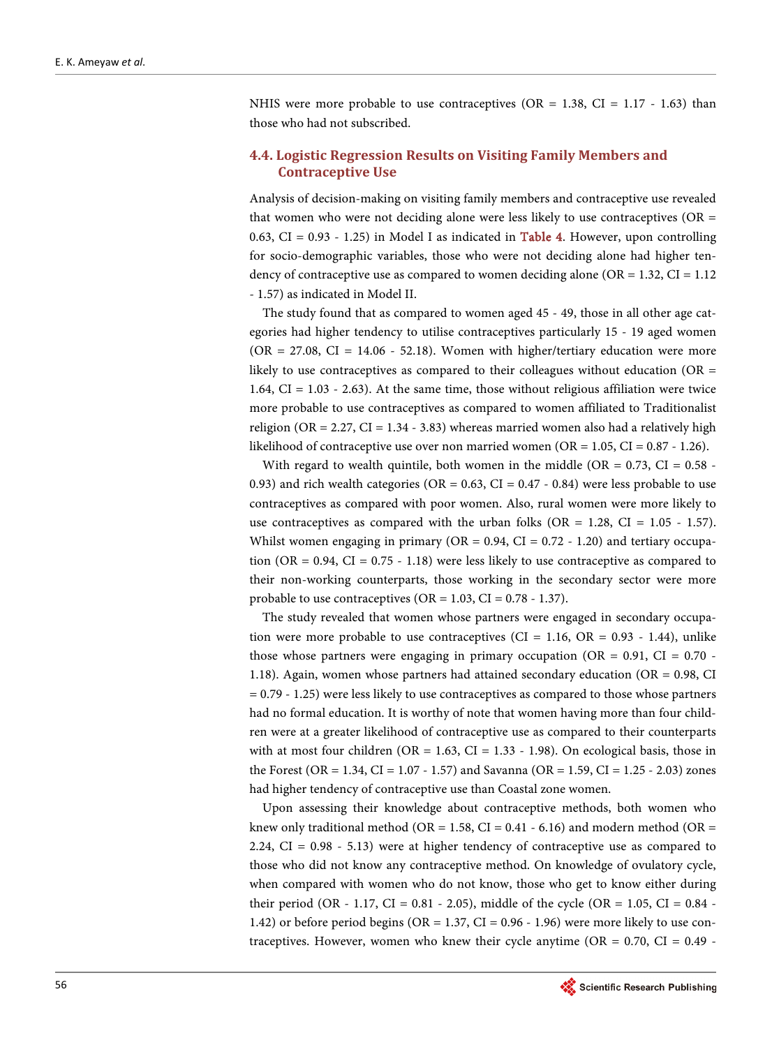NHIS were more probable to use contraceptives (OR = 1.38, CI = 1.17 - 1.63) than those who had not subscribed.

### 4.4. Logistic Regression Results on Visiting Family Members and Contraceptive Use

Analysis of decision-making on visiting family members and contraceptive use revealed that women who were not deciding alone were less likely to use contraceptives (OR = 0.63, CI = 0.93 - 1.25) in Model I as indicated in Table 4. However, upon controlling for socio-demographic variables, those who were not deciding alone had higher tendency of contraceptive use as compared to women deciding alone (OR = 1.32, CI = 1.12 - 1.57) as indicated in Model II.

The study found that as compared to women aged 45 - 49, those in all other age categories had higher tendency to utilise contraceptives particularly 15 - 19 aged women (OR = 27.08, CI = 14.06 - 52.18). Women with higher/tertiary education were more likely to use contraceptives as compared to their colleagues without education (OR = 1.64, CI = 1.03 - 2.63). At the same time, those without religious affiliation were twice more probable to use contraceptives as compared to women affiliated to Traditionalist religion (OR = 2.27, CI = 1.34 - 3.83) whereas married women also had a relatively high likelihood of contraceptive use over non married women (OR = 1.05, CI = 0.87 - 1.26).

With regard to wealth quintile, both women in the middle (OR = 0.73, CI = 0.58 - 0.93) and rich wealth categories (OR = 0.63, CI = 0.47 - 0.84) were less probable to use contraceptives as compared with poor women. Also, rural women were more likely to use contraceptives as compared with the urban folks (OR = 1.28, CI = 1.05 - 1.57). Whilst women engaging in primary (OR = 0.94, CI = 0.72 - 1.20) and tertiary occupation (OR = 0.94, CI = 0.75 - 1.18) were less likely to use contraceptive as compared to their non-working counterparts, those working in the secondary sector were more probable to use contraceptives (OR = 1.03, CI = 0.78 - 1.37).

The study revealed that women whose partners were engaged in secondary occupation were more probable to use contraceptives (CI = 1.16, OR = 0.93 - 1.44), unlike those whose partners were engaging in primary occupation (OR = 0.91, CI = 0.70 - 1.18). Again, women whose partners had attained secondary education (OR = 0.98, CI = 0.79 - 1.25) were less likely to use contraceptives as compared to those whose partners had no formal education. It is worthy of note that women having more than four children were at a greater likelihood of contraceptive use as compared to their counterparts with at most four children (OR = 1.63, CI = 1.33 - 1.98). On ecological basis, those in the Forest (OR = 1.34, CI = 1.07 - 1.57) and Savanna (OR = 1.59, CI = 1.25 - 2.03) zones had higher tendency of contraceptive use than Coastal zone women.

Upon assessing their knowledge about contraceptive methods, both women who knew only traditional method (OR = 1.58, CI = 0.41 - 6.16) and modern method (OR = 2.24, CI = 0.98 - 5.13) were at higher tendency of contraceptive use as compared to those who did not know any contraceptive method. On knowledge of ovulatory cycle, when compared with women who do not know, those who get to know either during their period (OR - 1.17, CI = 0.81 - 2.05), middle of the cycle (OR = 1.05, CI = 0.84 - 1.42) or before period begins (OR = 1.37, CI = 0.96 - 1.96) were more likely to use contraceptives. However, women who knew their cycle anytime (OR = 0.70, CI = 0.49 -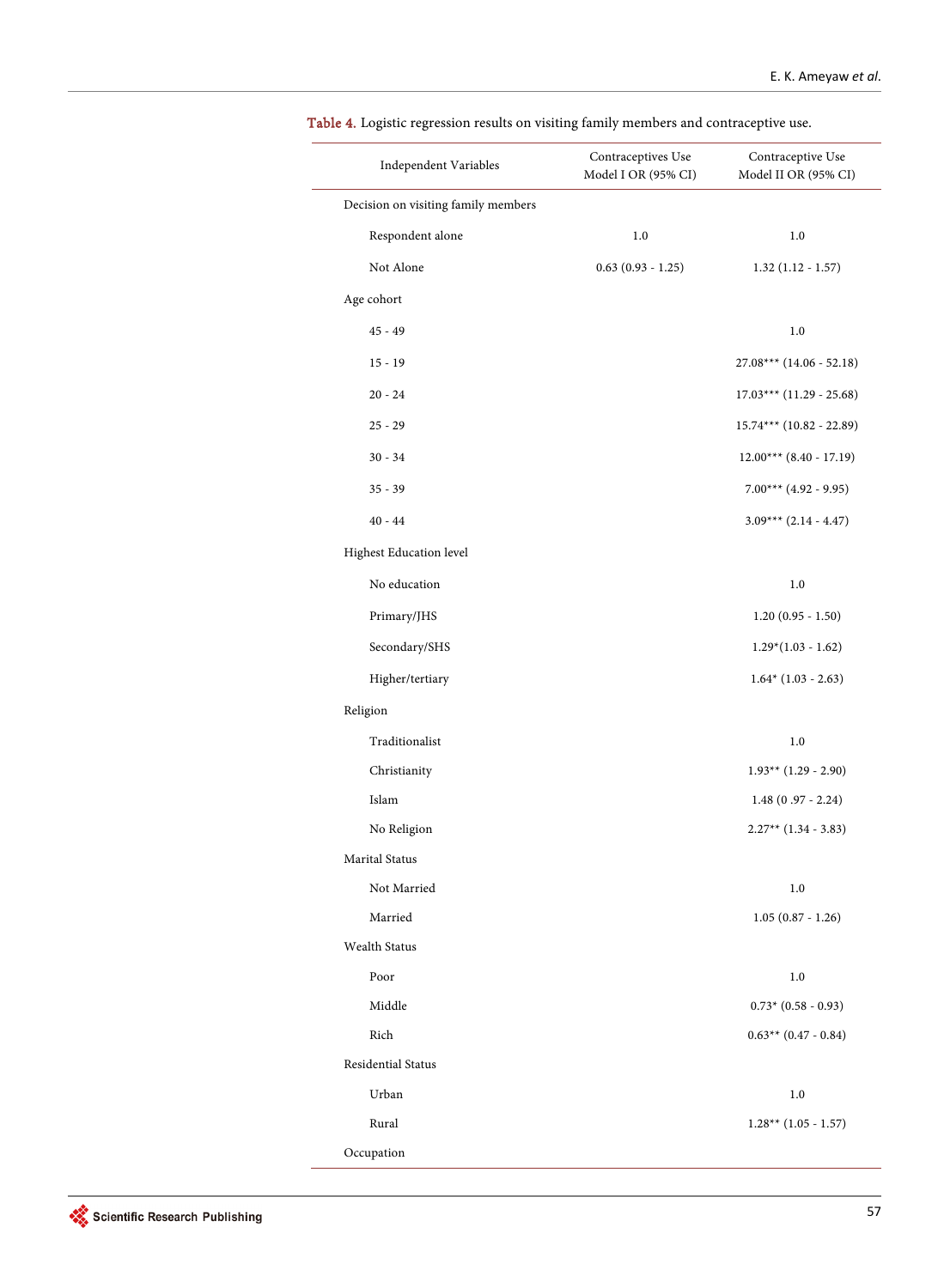Table 4. Logistic regression results on visiting family members and contraceptive use.

| Independent Variables | Contraceptives Use Model I OR (95% CI) | Contraceptive Use Model II OR (95% CI) |
|---|---|---|
| Decision on visiting family members | | |
| Respondent alone | 1.0 | 1.0 |
| Not Alone | 0.63 (0.93 - 1.25) | 1.32 (1.12 - 1.57) |
| Age cohort | | |
| 45 - 49 | | 1.0 |
| 15 - 19 | | 27.08*** (14.06 - 52.18) |
| 20 - 24 | | 17.03*** (11.29 - 25.68) |
| 25 - 29 | | 15.74*** (10.82 - 22.89) |
| 30 - 34 | | 12.00*** (8.40 - 17.19) |
| 35 - 39 | | 7.00*** (4.92 - 9.95) |
| 40 - 44 | | 3.09*** (2.14 - 4.47) |
| Highest Education level | | |
| No education | | 1.0 |
| Primary/JHS | | 1.20 (0.95 - 1.50) |
| Secondary/SHS | | 1.29*(1.03 - 1.62) |
| Higher/tertiary | | 1.64* (1.03 - 2.63) |
| Religion | | |
| Traditionalist | | 1.0 |
| Christianity | | 1.93** (1.29 - 2.90) |
| Islam | | 1.48 (0 .97 - 2.24) |
| No Religion | | 2.27** (1.34 - 3.83) |
| Marital Status | | |
| Not Married | | 1.0 |
| Married | | 1.05 (0.87 - 1.26) |
| Wealth Status | | |
| Poor | | 1.0 |
| Middle | | 0.73* (0.58 - 0.93) |
| Rich | | 0.63** (0.47 - 0.84) |
| Residential Status | | |
| Urban | | 1.0 |
| Rural | | 1.28** (1.05 - 1.57) |
| Occupation | | |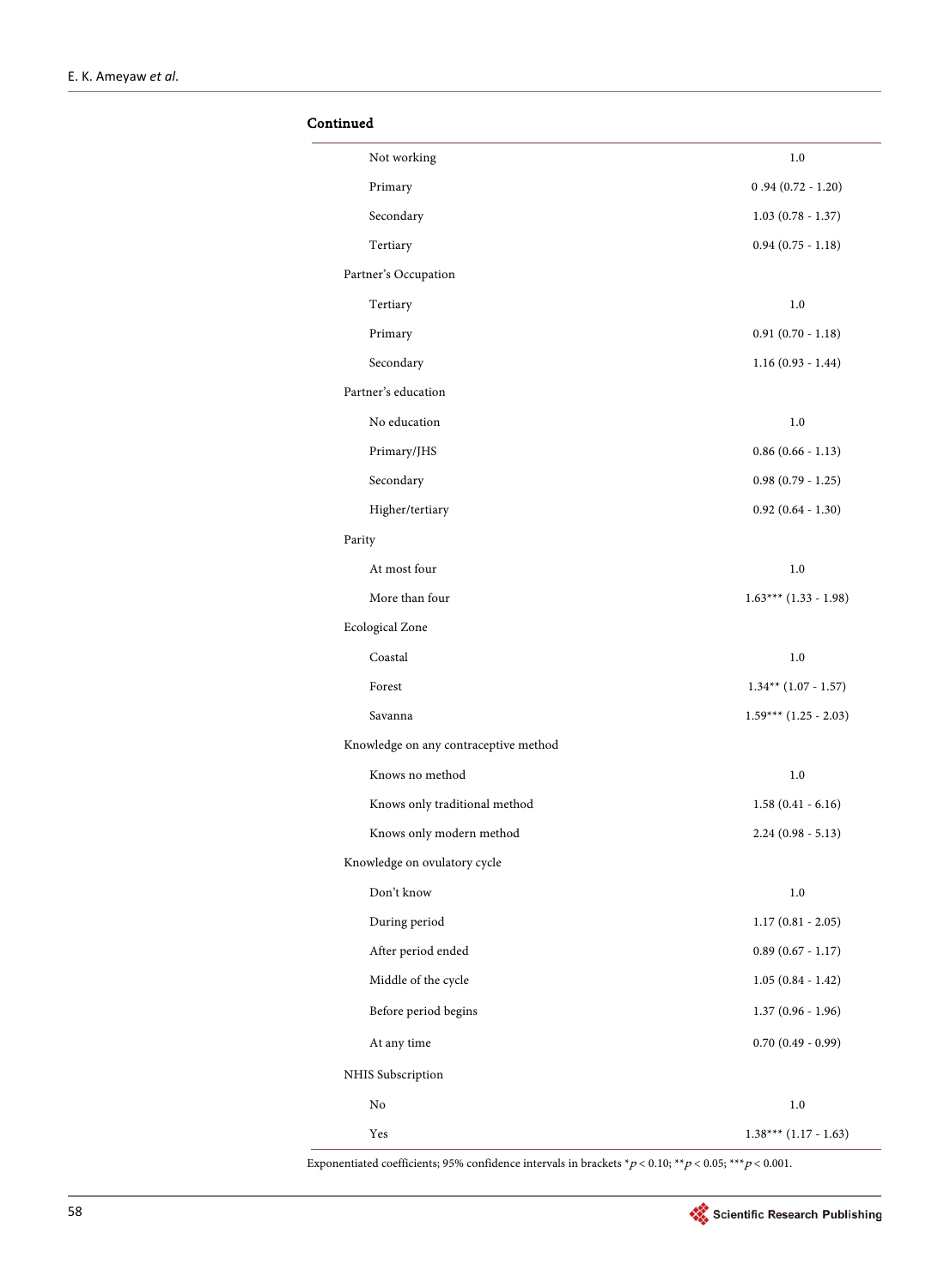Continued

| | |
|---|---|
| Not working | 1.0 |
| Primary | 0 .94 (0.72 - 1.20) |
| Secondary | 1.03 (0.78 - 1.37) |
| Tertiary | 0.94 (0.75 - 1.18) |
| Partner's Occupation | |
| Tertiary | 1.0 |
| Primary | 0.91 (0.70 - 1.18) |
| Secondary | 1.16 (0.93 - 1.44) |
| Partner's education | |
| No education | 1.0 |
| Primary/JHS | 0.86 (0.66 - 1.13) |
| Secondary | 0.98 (0.79 - 1.25) |
| Higher/tertiary | 0.92 (0.64 - 1.30) |
| Parity | |
| At most four | 1.0 |
| More than four | 1.63*** (1.33 - 1.98) |
| Ecological Zone | |
| Coastal | 1.0 |
| Forest | 1.34** (1.07 - 1.57) |
| Savanna | 1.59*** (1.25 - 2.03) |
| Knowledge on any contraceptive method | |
| Knows no method | 1.0 |
| Knows only traditional method | 1.58 (0.41 - 6.16) |
| Knows only modern method | 2.24 (0.98 - 5.13) |
| Knowledge on ovulatory cycle | |
| Don't know | 1.0 |
| During period | 1.17 (0.81 - 2.05) |
| After period ended | 0.89 (0.67 - 1.17) |
| Middle of the cycle | 1.05 (0.84 - 1.42) |
| Before period begins | 1.37 (0.96 - 1.96) |
| At any time | 0.70 (0.49 - 0.99) |
| NHIS Subscription | |
| No | 1.0 |
| Yes | 1.38*** (1.17 - 1.63) |

Exponentiated coefficients; 95% confidence intervals in brackets * $p < 0.10$; ** $p < 0.05$; *** $p < 0.001$.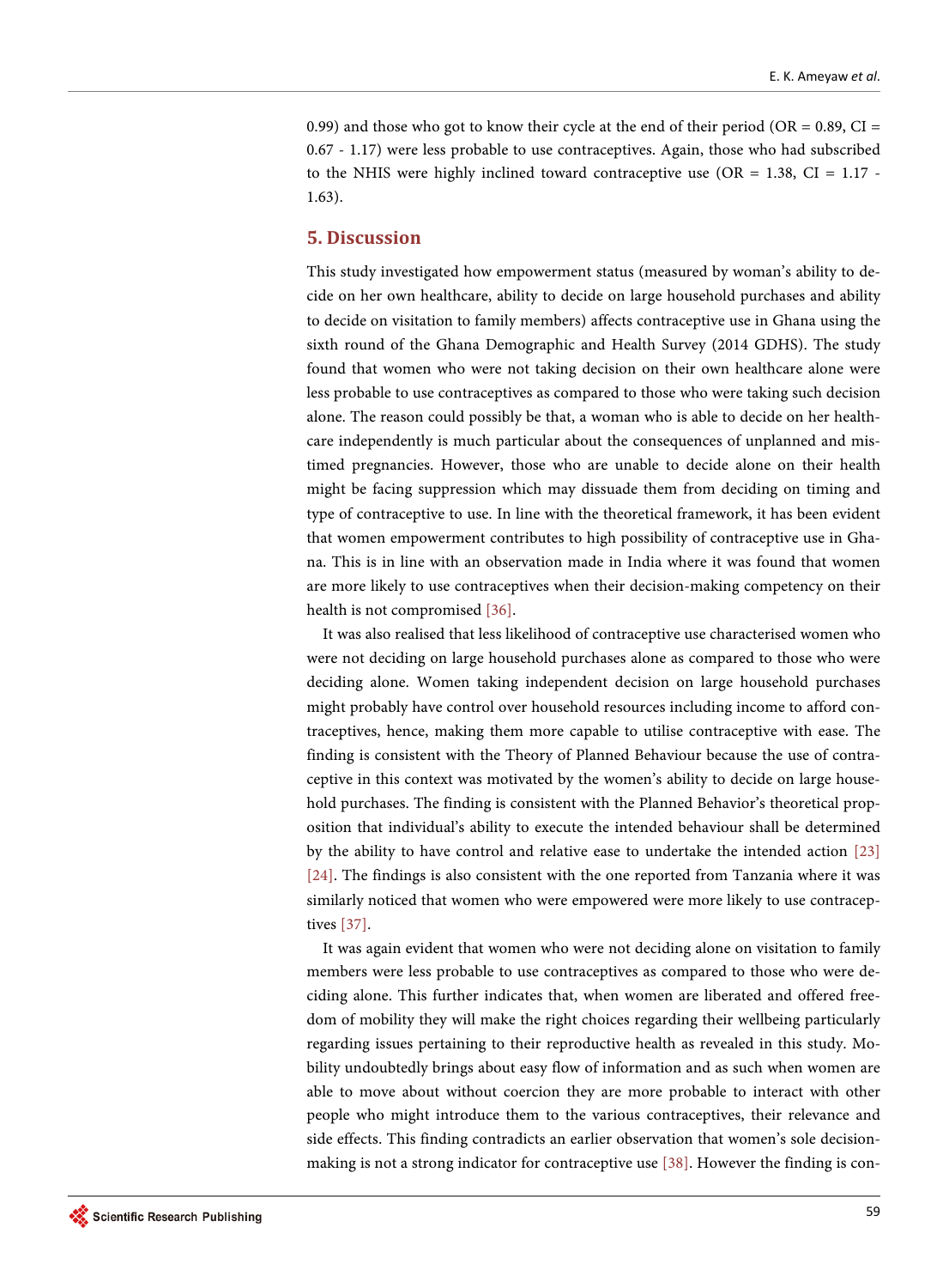0.99) and those who got to know their cycle at the end of their period (OR = 0.89, CI = 0.67 - 1.17) were less probable to use contraceptives. Again, those who had subscribed to the NHIS were highly inclined toward contraceptive use (OR = 1.38, CI = 1.17 - 1.63).

## 5. Discussion

This study investigated how empowerment status (measured by woman's ability to decide on her own healthcare, ability to decide on large household purchases and ability to decide on visitation to family members) affects contraceptive use in Ghana using the sixth round of the Ghana Demographic and Health Survey (2014 GDHS). The study found that women who were not taking decision on their own healthcare alone were less probable to use contraceptives as compared to those who were taking such decision alone. The reason could possibly be that, a woman who is able to decide on her healthcare independently is much particular about the consequences of unplanned and mistimed pregnancies. However, those who are unable to decide alone on their health might be facing suppression which may dissuade them from deciding on timing and type of contraceptive to use. In line with the theoretical framework, it has been evident that women empowerment contributes to high possibility of contraceptive use in Ghana. This is in line with an observation made in India where it was found that women are more likely to use contraceptives when their decision-making competency on their health is not compromised [36].

It was also realised that less likelihood of contraceptive use characterised women who were not deciding on large household purchases alone as compared to those who were deciding alone. Women taking independent decision on large household purchases might probably have control over household resources including income to afford contraceptives, hence, making them more capable to utilise contraceptive with ease. The finding is consistent with the Theory of Planned Behaviour because the use of contraceptive in this context was motivated by the women's ability to decide on large household purchases. The finding is consistent with the Planned Behavior's theoretical proposition that individual's ability to execute the intended behaviour shall be determined by the ability to have control and relative ease to undertake the intended action [23] [24]. The findings is also consistent with the one reported from Tanzania where it was similarly noticed that women who were empowered were more likely to use contraceptives [37].

It was again evident that women who were not deciding alone on visitation to family members were less probable to use contraceptives as compared to those who were deciding alone. This further indicates that, when women are liberated and offered freedom of mobility they will make the right choices regarding their wellbeing particularly regarding issues pertaining to their reproductive health as revealed in this study. Mobility undoubtedly brings about easy flow of information and as such when women are able to move about without coercion they are more probable to interact with other people who might introduce them to the various contraceptives, their relevance and side effects. This finding contradicts an earlier observation that women's sole decision-making is not a strong indicator for contraceptive use [38]. However the finding is con-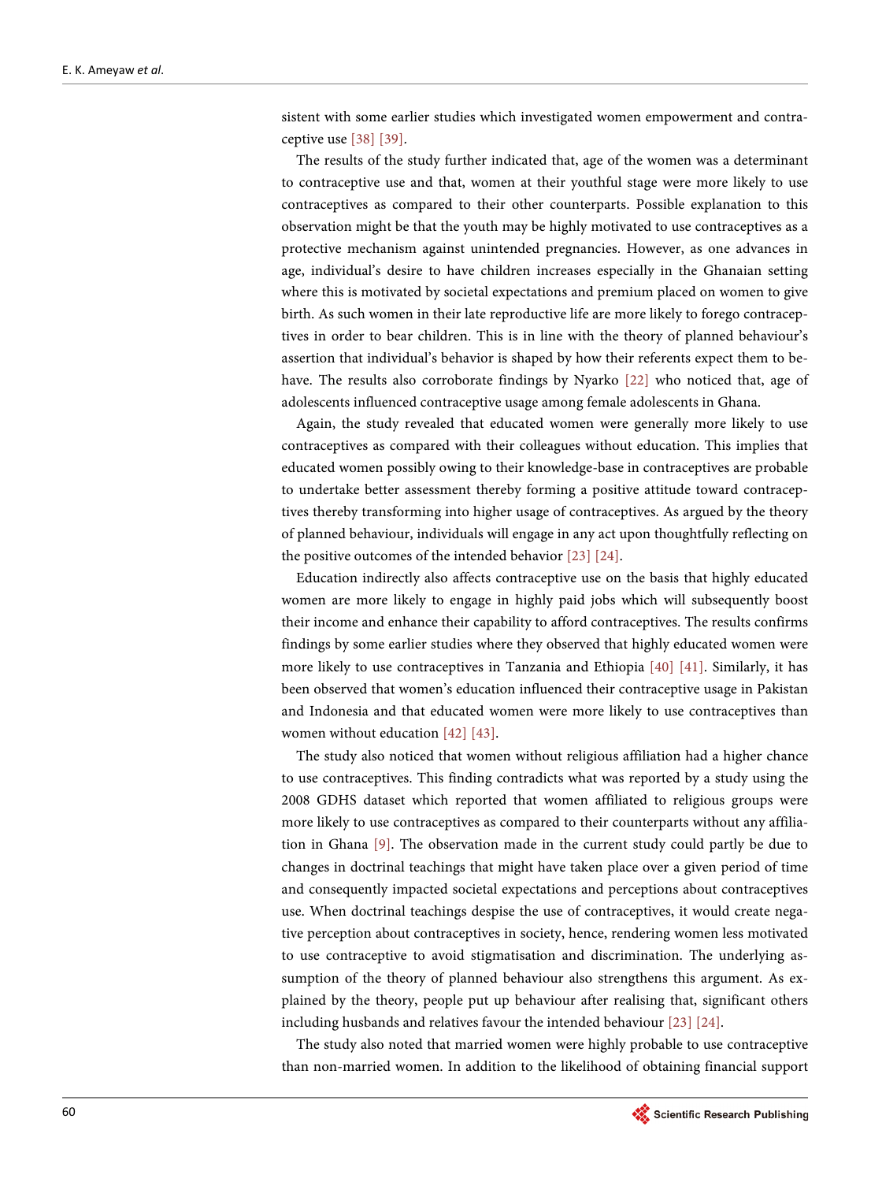sistent with some earlier studies which investigated women empowerment and contraceptive use [38] [39].

The results of the study further indicated that, age of the women was a determinant to contraceptive use and that, women at their youthful stage were more likely to use contraceptives as compared to their other counterparts. Possible explanation to this observation might be that the youth may be highly motivated to use contraceptives as a protective mechanism against unintended pregnancies. However, as one advances in age, individual's desire to have children increases especially in the Ghanaian setting where this is motivated by societal expectations and premium placed on women to give birth. As such women in their late reproductive life are more likely to forego contraceptives in order to bear children. This is in line with the theory of planned behaviour's assertion that individual's behavior is shaped by how their referents expect them to behave. The results also corroborate findings by Nyarko [22] who noticed that, age of adolescents influenced contraceptive usage among female adolescents in Ghana.

Again, the study revealed that educated women were generally more likely to use contraceptives as compared with their colleagues without education. This implies that educated women possibly owing to their knowledge-base in contraceptives are probable to undertake better assessment thereby forming a positive attitude toward contraceptives thereby transforming into higher usage of contraceptives. As argued by the theory of planned behaviour, individuals will engage in any act upon thoughtfully reflecting on the positive outcomes of the intended behavior [23] [24].

Education indirectly also affects contraceptive use on the basis that highly educated women are more likely to engage in highly paid jobs which will subsequently boost their income and enhance their capability to afford contraceptives. The results confirms findings by some earlier studies where they observed that highly educated women were more likely to use contraceptives in Tanzania and Ethiopia [40] [41]. Similarly, it has been observed that women's education influenced their contraceptive usage in Pakistan and Indonesia and that educated women were more likely to use contraceptives than women without education [42] [43].

The study also noticed that women without religious affiliation had a higher chance to use contraceptives. This finding contradicts what was reported by a study using the 2008 GDHS dataset which reported that women affiliated to religious groups were more likely to use contraceptives as compared to their counterparts without any affiliation in Ghana [9]. The observation made in the current study could partly be due to changes in doctrinal teachings that might have taken place over a given period of time and consequently impacted societal expectations and perceptions about contraceptives use. When doctrinal teachings despise the use of contraceptives, it would create negative perception about contraceptives in society, hence, rendering women less motivated to use contraceptive to avoid stigmatisation and discrimination. The underlying assumption of the theory of planned behaviour also strengthens this argument. As explained by the theory, people put up behaviour after realising that, significant others including husbands and relatives favour the intended behaviour [23] [24].

The study also noted that married women were highly probable to use contraceptive than non-married women. In addition to the likelihood of obtaining financial support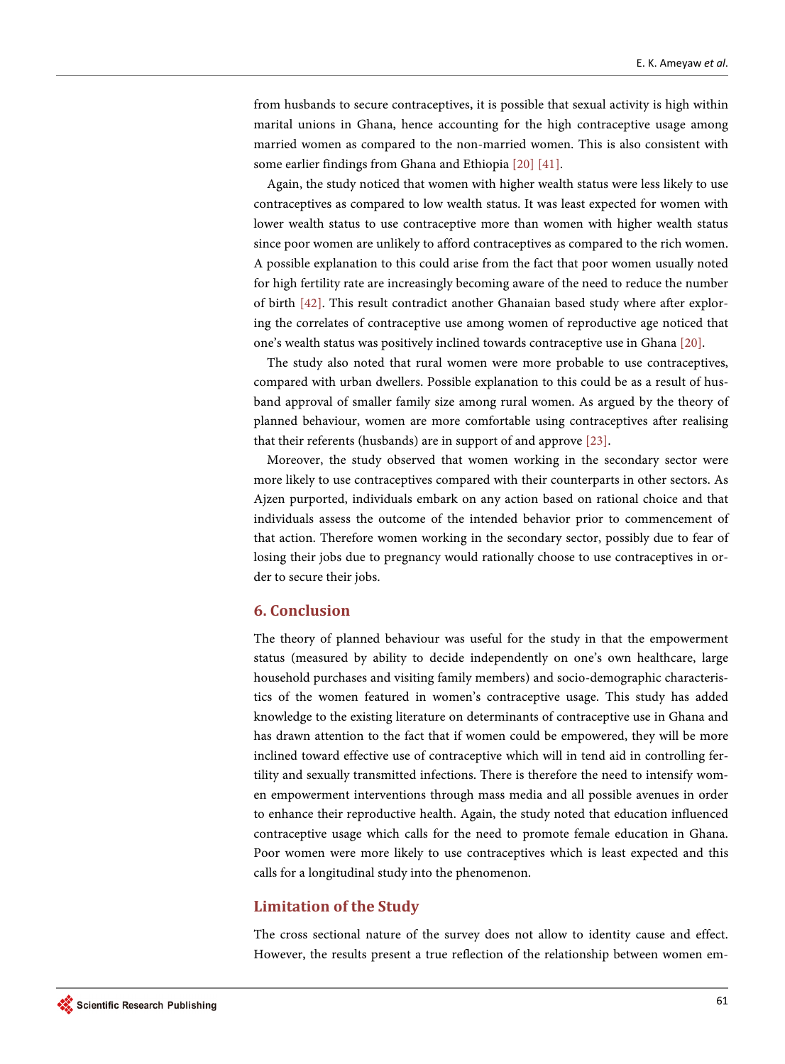from husbands to secure contraceptives, it is possible that sexual activity is high within marital unions in Ghana, hence accounting for the high contraceptive usage among married women as compared to the non-married women. This is also consistent with some earlier findings from Ghana and Ethiopia [20] [41].

Again, the study noticed that women with higher wealth status were less likely to use contraceptives as compared to low wealth status. It was least expected for women with lower wealth status to use contraceptive more than women with higher wealth status since poor women are unlikely to afford contraceptives as compared to the rich women. A possible explanation to this could arise from the fact that poor women usually noted for high fertility rate are increasingly becoming aware of the need to reduce the number of birth [42]. This result contradict another Ghanaian based study where after exploring the correlates of contraceptive use among women of reproductive age noticed that one's wealth status was positively inclined towards contraceptive use in Ghana [20].

The study also noted that rural women were more probable to use contraceptives, compared with urban dwellers. Possible explanation to this could be as a result of husband approval of smaller family size among rural women. As argued by the theory of planned behaviour, women are more comfortable using contraceptives after realising that their referents (husbands) are in support of and approve [23].

Moreover, the study observed that women working in the secondary sector were more likely to use contraceptives compared with their counterparts in other sectors. As Ajzen purported, individuals embark on any action based on rational choice and that individuals assess the outcome of the intended behavior prior to commencement of that action. Therefore women working in the secondary sector, possibly due to fear of losing their jobs due to pregnancy would rationally choose to use contraceptives in order to secure their jobs.

## 6. Conclusion

The theory of planned behaviour was useful for the study in that the empowerment status (measured by ability to decide independently on one's own healthcare, large household purchases and visiting family members) and socio-demographic characteristics of the women featured in women's contraceptive usage. This study has added knowledge to the existing literature on determinants of contraceptive use in Ghana and has drawn attention to the fact that if women could be empowered, they will be more inclined toward effective use of contraceptive which will in tend aid in controlling fertility and sexually transmitted infections. There is therefore the need to intensify women empowerment interventions through mass media and all possible avenues in order to enhance their reproductive health. Again, the study noted that education influenced contraceptive usage which calls for the need to promote female education in Ghana. Poor women were more likely to use contraceptives which is least expected and this calls for a longitudinal study into the phenomenon.

## Limitation of the Study

The cross sectional nature of the survey does not allow to identity cause and effect. However, the results present a true reflection of the relationship between women em-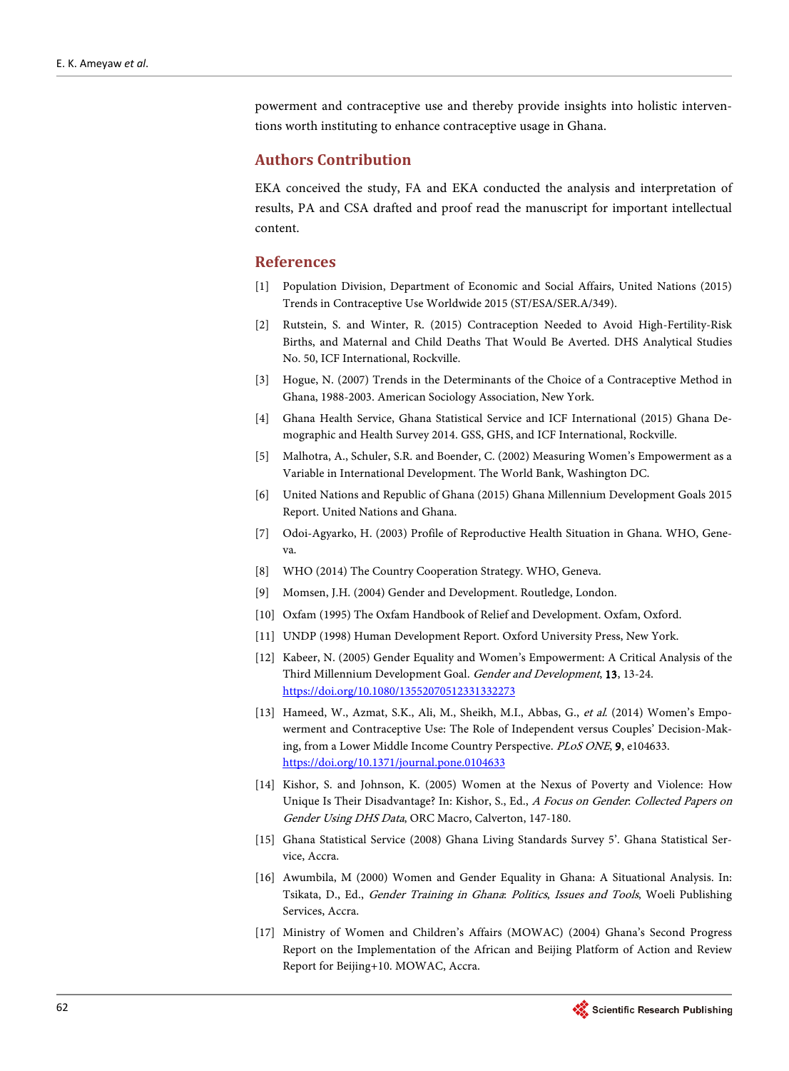powerment and contraceptive use and thereby provide insights into holistic interventions worth instituting to enhance contraceptive usage in Ghana.

## Authors Contribution

EKA conceived the study, FA and EKA conducted the analysis and interpretation of results, PA and CSA drafted and proof read the manuscript for important intellectual content.

## References

[1] Population Division, Department of Economic and Social Affairs, United Nations (2015) Trends in Contraceptive Use Worldwide 2015 (ST/ESA/SER.A/349).

[2] Rutstein, S. and Winter, R. (2015) Contraception Needed to Avoid High-Fertility-Risk Births, and Maternal and Child Deaths That Would Be Averted. DHS Analytical Studies No. 50, ICF International, Rockville.

[3] Hogue, N. (2007) Trends in the Determinants of the Choice of a Contraceptive Method in Ghana, 1988-2003. American Sociology Association, New York.

[4] Ghana Health Service, Ghana Statistical Service and ICF International (2015) Ghana Demographic and Health Survey 2014. GSS, GHS, and ICF International, Rockville.

[5] Malhotra, A., Schuler, S.R. and Boender, C. (2002) Measuring Women's Empowerment as a Variable in International Development. The World Bank, Washington DC.

[6] United Nations and Republic of Ghana (2015) Ghana Millennium Development Goals 2015 Report. United Nations and Ghana.

[7] Odoi-Agyarko, H. (2003) Profile of Reproductive Health Situation in Ghana. WHO, Geneva.

[8] WHO (2014) The Country Cooperation Strategy. WHO, Geneva.

[9] Momsen, J.H. (2004) Gender and Development. Routledge, London.

[10] Oxfam (1995) The Oxfam Handbook of Relief and Development. Oxfam, Oxford.

[11] UNDP (1998) Human Development Report. Oxford University Press, New York.

[12] Kabeer, N. (2005) Gender Equality and Women's Empowerment: A Critical Analysis of the Third Millennium Development Goal. *Gender and Development*, **13**, 13-24. https://doi.org/10.1080/13552070512331332273

[13] Hameed, W., Azmat, S.K., Ali, M., Sheikh, M.I., Abbas, G., *et al.* (2014) Women's Empowerment and Contraceptive Use: The Role of Independent versus Couples' Decision-Making, from a Lower Middle Income Country Perspective. *PLoS ONE*, **9**, e104633. https://doi.org/10.1371/journal.pone.0104633

[14] Kishor, S. and Johnson, K. (2005) Women at the Nexus of Poverty and Violence: How Unique Is Their Disadvantage? In: Kishor, S., Ed., *A Focus on Gender: Collected Papers on Gender Using DHS Data*, ORC Macro, Calverton, 147-180.

[15] Ghana Statistical Service (2008) Ghana Living Standards Survey 5'. Ghana Statistical Service, Accra.

[16] Awumbila, M (2000) Women and Gender Equality in Ghana: A Situational Analysis. In: Tsikata, D., Ed., *Gender Training in Ghana: Politics, Issues and Tools*, Woeli Publishing Services, Accra.

[17] Ministry of Women and Children's Affairs (MOWAC) (2004) Ghana's Second Progress Report on the Implementation of the African and Beijing Platform of Action and Review Report for Beijing+10. MOWAC, Accra.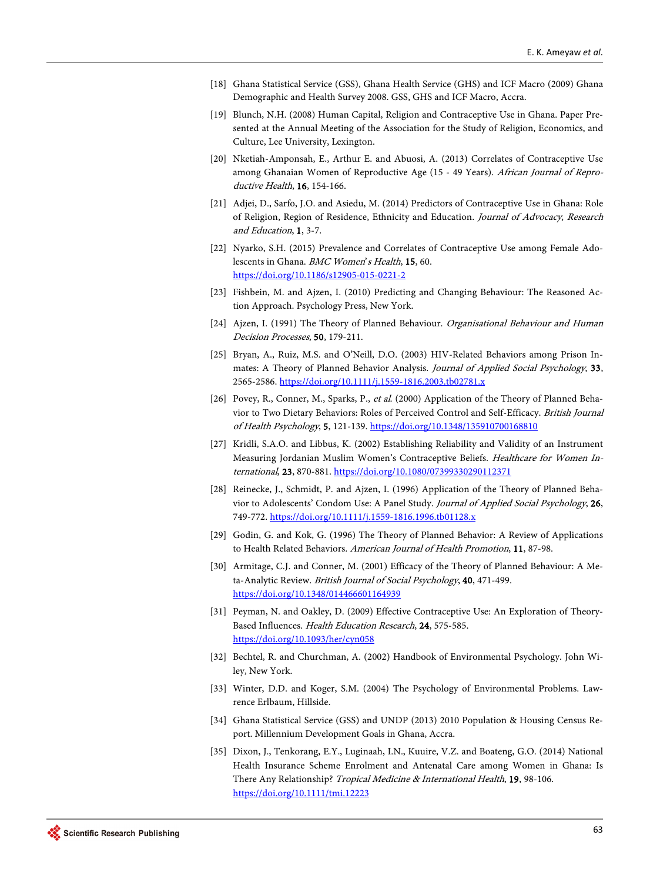[18] Ghana Statistical Service (GSS), Ghana Health Service (GHS) and ICF Macro (2009) Ghana Demographic and Health Survey 2008. GSS, GHS and ICF Macro, Accra.

[19] Blunch, N.H. (2008) Human Capital, Religion and Contraceptive Use in Ghana. Paper Presented at the Annual Meeting of the Association for the Study of Religion, Economics, and Culture, Lee University, Lexington.

[20] Nketiah-Amponsah, E., Arthur E. and Abuosi, A. (2013) Correlates of Contraceptive Use among Ghanaian Women of Reproductive Age (15 - 49 Years). *African Journal of Reproductive Health*, **16**, 154-166.

[21] Adjei, D., Sarfo, J.O. and Asiedu, M. (2014) Predictors of Contraceptive Use in Ghana: Role of Religion, Region of Residence, Ethnicity and Education. *Journal of Advocacy, Research and Education*, **1**, 3-7.

[22] Nyarko, S.H. (2015) Prevalence and Correlates of Contraceptive Use among Female Adolescents in Ghana. *BMC Women's Health*, **15**, 60. https://doi.org/10.1186/s12905-015-0221-2

[23] Fishbein, M. and Ajzen, I. (2010) Predicting and Changing Behaviour: The Reasoned Action Approach. Psychology Press, New York.

[24] Ajzen, I. (1991) The Theory of Planned Behaviour. *Organisational Behaviour and Human Decision Processes*, **50**, 179-211.

[25] Bryan, A., Ruiz, M.S. and O'Neill, D.O. (2003) HIV-Related Behaviors among Prison Inmates: A Theory of Planned Behavior Analysis. *Journal of Applied Social Psychology*, **33**, 2565-2586. https://doi.org/10.1111/j.1559-1816.2003.tb02781.x

[26] Povey, R., Conner, M., Sparks, P., *et al*. (2000) Application of the Theory of Planned Behavior to Two Dietary Behaviors: Roles of Perceived Control and Self-Efficacy. *British Journal of Health Psychology*, **5**, 121-139. https://doi.org/10.1348/135910700168810

[27] Kridli, S.A.O. and Libbus, K. (2002) Establishing Reliability and Validity of an Instrument Measuring Jordanian Muslim Women's Contraceptive Beliefs. *Healthcare for Women International*, **23**, 870-881. https://doi.org/10.1080/07399330290112371

[28] Reinecke, J., Schmidt, P. and Ajzen, I. (1996) Application of the Theory of Planned Behavior to Adolescents' Condom Use: A Panel Study. *Journal of Applied Social Psychology*, **26**, 749-772. https://doi.org/10.1111/j.1559-1816.1996.tb01128.x

[29] Godin, G. and Kok, G. (1996) The Theory of Planned Behavior: A Review of Applications to Health Related Behaviors. *American Journal of Health Promotion*, **11**, 87-98.

[30] Armitage, C.J. and Conner, M. (2001) Efficacy of the Theory of Planned Behaviour: A Meta-Analytic Review. *British Journal of Social Psychology*, **40**, 471-499. https://doi.org/10.1348/014466601164939

[31] Peyman, N. and Oakley, D. (2009) Effective Contraceptive Use: An Exploration of Theory-Based Influences. *Health Education Research*, **24**, 575-585. https://doi.org/10.1093/her/cyn058

[32] Bechtel, R. and Churchman, A. (2002) Handbook of Environmental Psychology. John Wiley, New York.

[33] Winter, D.D. and Koger, S.M. (2004) The Psychology of Environmental Problems. Lawrence Erlbaum, Hillside.

[34] Ghana Statistical Service (GSS) and UNDP (2013) 2010 Population & Housing Census Report. Millennium Development Goals in Ghana, Accra.

[35] Dixon, J., Tenkorang, E.Y., Luginaah, I.N., Kuuire, V.Z. and Boateng, G.O. (2014) National Health Insurance Scheme Enrolment and Antenatal Care among Women in Ghana: Is There Any Relationship? *Tropical Medicine & International Health*, **19**, 98-106. https://doi.org/10.1111/tmi.12223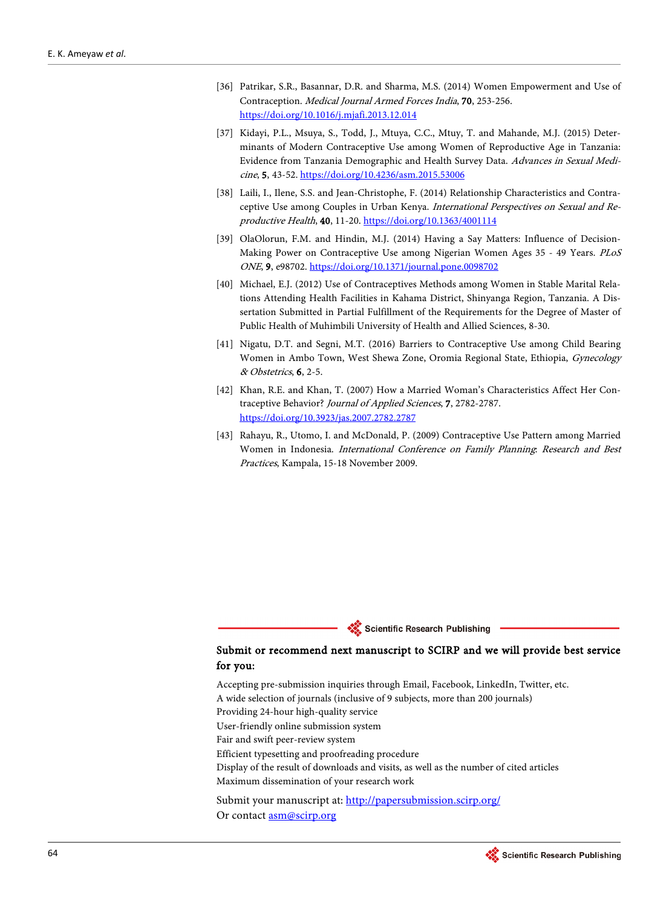[36] Patrikar, S.R., Basannar, D.R. and Sharma, M.S. (2014) Women Empowerment and Use of Contraception. *Medical Journal Armed Forces India*, **70**, 253-256. https://doi.org/10.1016/j.mjafi.2013.12.014

[37] Kidayi, P.L., Msuya, S., Todd, J., Mtuya, C.C., Mtuy, T. and Mahande, M.J. (2015) Determinants of Modern Contraceptive Use among Women of Reproductive Age in Tanzania: Evidence from Tanzania Demographic and Health Survey Data. *Advances in Sexual Medicine*, **5**, 43-52. https://doi.org/10.4236/asm.2015.53006

[38] Laili, I., Ilene, S.S. and Jean-Christophe, F. (2014) Relationship Characteristics and Contraceptive Use among Couples in Urban Kenya. *International Perspectives on Sexual and Reproductive Health*, **40**, 11-20. https://doi.org/10.1363/4001114

[39] OlaOlorun, F.M. and Hindin, M.J. (2014) Having a Say Matters: Influence of Decision-Making Power on Contraceptive Use among Nigerian Women Ages 35 - 49 Years. *PLoS ONE*, **9**, e98702. https://doi.org/10.1371/journal.pone.0098702

[40] Michael, E.J. (2012) Use of Contraceptives Methods among Women in Stable Marital Relations Attending Health Facilities in Kahama District, Shinyanga Region, Tanzania. A Dissertation Submitted in Partial Fulfillment of the Requirements for the Degree of Master of Public Health of Muhimbili University of Health and Allied Sciences, 8-30.

[41] Nigatu, D.T. and Segni, M.T. (2016) Barriers to Contraceptive Use among Child Bearing Women in Ambo Town, West Shewa Zone, Oromia Regional State, Ethiopia, *Gynecology & Obstetrics*, **6**, 2-5.

[42] Khan, R.E. and Khan, T. (2007) How a Married Woman's Characteristics Affect Her Contraceptive Behavior? *Journal of Applied Sciences*, **7**, 2782-2787. https://doi.org/10.3923/jas.2007.2782.2787

[43] Rahayu, R., Utomo, I. and McDonald, P. (2009) Contraceptive Use Pattern among Married Women in Indonesia. *International Conference on Family Planning*: *Research and Best Practices*, Kampala, 15-18 November 2009.

Scientific Research Publishing

**Submit or recommend next manuscript to SCIRP and we will provide best service for you:**

Accepting pre-submission inquiries through Email, Facebook, LinkedIn, Twitter, etc.
A wide selection of journals (inclusive of 9 subjects, more than 200 journals)
Providing 24-hour high-quality service
User-friendly online submission system
Fair and swift peer-review system
Efficient typesetting and proofreading procedure
Display of the result of downloads and visits, as well as the number of cited articles
Maximum dissemination of your research work

Submit your manuscript at: http://papersubmission.scirp.org/
Or contact asm@scirp.org